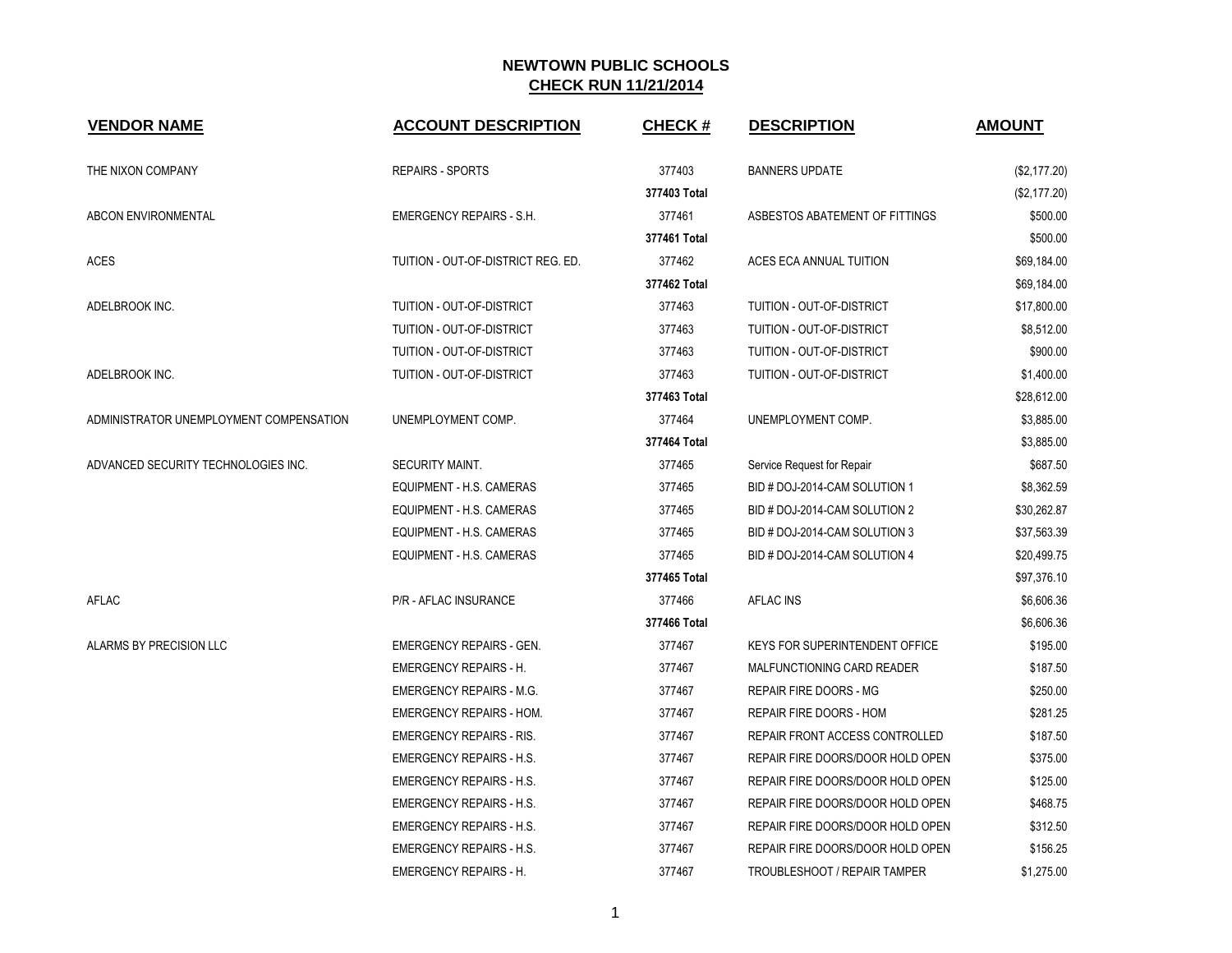# NEWTOWN PUBLIC SCHOOLS

## CHECK RUN 11/21/2014

| VENDOR NAME | ACCOUNT DESCRIPTION | CHECK # | DESCRIPTION | AMOUNT |
|---|---|---|---|---|
| THE NIXON COMPANY | REPAIRS - SPORTS | 377403 | BANNERS UPDATE | ($2,177.20) |
| | | **377403 Total** | | ($2,177.20) |
| ABCON ENVIRONMENTAL | EMERGENCY REPAIRS - S.H. | 377461 | ASBESTOS ABATEMENT OF FITTINGS | $500.00 |
| | | **377461 Total** | | $500.00 |
| ACES | TUITION - OUT-OF-DISTRICT REG. ED. | 377462 | ACES ECA ANNUAL TUITION | $69,184.00 |
| | | **377462 Total** | | $69,184.00 |
| ADELBROOK INC. | TUITION - OUT-OF-DISTRICT | 377463 | TUITION - OUT-OF-DISTRICT | $17,800.00 |
| | TUITION - OUT-OF-DISTRICT | 377463 | TUITION - OUT-OF-DISTRICT | $8,512.00 |
| | TUITION - OUT-OF-DISTRICT | 377463 | TUITION - OUT-OF-DISTRICT | $900.00 |
| ADELBROOK INC. | TUITION - OUT-OF-DISTRICT | 377463 | TUITION - OUT-OF-DISTRICT | $1,400.00 |
| | | **377463 Total** | | $28,612.00 |
| ADMINISTRATOR UNEMPLOYMENT COMPENSATION | UNEMPLOYMENT COMP. | 377464 | UNEMPLOYMENT COMP. | $3,885.00 |
| | | **377464 Total** | | $3,885.00 |
| ADVANCED SECURITY TECHNOLOGIES INC. | SECURITY MAINT. | 377465 | Service Request for Repair | $687.50 |
| | EQUIPMENT - H.S. CAMERAS | 377465 | BID # DOJ-2014-CAM SOLUTION 1 | $8,362.59 |
| | EQUIPMENT - H.S. CAMERAS | 377465 | BID # DOJ-2014-CAM SOLUTION 2 | $30,262.87 |
| | EQUIPMENT - H.S. CAMERAS | 377465 | BID # DOJ-2014-CAM SOLUTION 3 | $37,563.39 |
| | EQUIPMENT - H.S. CAMERAS | 377465 | BID # DOJ-2014-CAM SOLUTION 4 | $20,499.75 |
| | | **377465 Total** | | $97,376.10 |
| AFLAC | P/R - AFLAC INSURANCE | 377466 | AFLAC INS | $6,606.36 |
| | | **377466 Total** | | $6,606.36 |
| ALARMS BY PRECISION LLC | EMERGENCY REPAIRS - GEN. | 377467 | KEYS FOR SUPERINTENDENT OFFICE | $195.00 |
| | EMERGENCY REPAIRS - H. | 377467 | MALFUNCTIONING CARD READER | $187.50 |
| | EMERGENCY REPAIRS - M.G. | 377467 | REPAIR FIRE DOORS - MG | $250.00 |
| | EMERGENCY REPAIRS - HOM. | 377467 | REPAIR FIRE DOORS - HOM | $281.25 |
| | EMERGENCY REPAIRS - RIS. | 377467 | REPAIR FRONT ACCESS CONTROLLED | $187.50 |
| | EMERGENCY REPAIRS - H.S. | 377467 | REPAIR FIRE DOORS/DOOR HOLD OPEN | $375.00 |
| | EMERGENCY REPAIRS - H.S. | 377467 | REPAIR FIRE DOORS/DOOR HOLD OPEN | $125.00 |
| | EMERGENCY REPAIRS - H.S. | 377467 | REPAIR FIRE DOORS/DOOR HOLD OPEN | $468.75 |
| | EMERGENCY REPAIRS - H.S. | 377467 | REPAIR FIRE DOORS/DOOR HOLD OPEN | $312.50 |
| | EMERGENCY REPAIRS - H.S. | 377467 | REPAIR FIRE DOORS/DOOR HOLD OPEN | $156.25 |
| | EMERGENCY REPAIRS - H. | 377467 | TROUBLESHOOT / REPAIR TAMPER | $1,275.00 |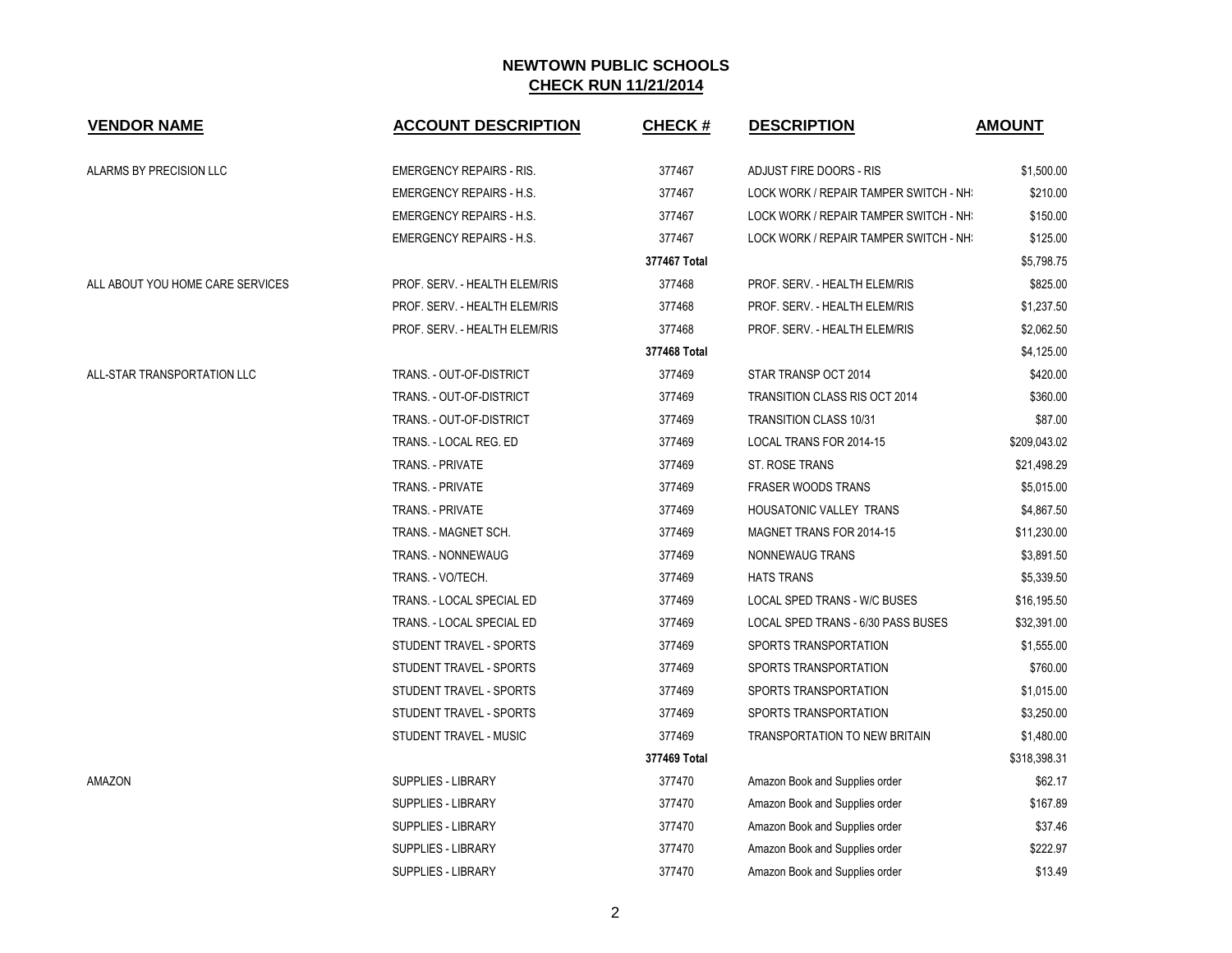# NEWTOWN PUBLIC SCHOOLS
## CHECK RUN 11/21/2014

| VENDOR NAME | ACCOUNT DESCRIPTION | CHECK # | DESCRIPTION | AMOUNT |
|---|---|---|---|---|
| ALARMS BY PRECISION LLC | EMERGENCY REPAIRS - RIS. | 377467 | ADJUST FIRE DOORS - RIS | $1,500.00 |
| | EMERGENCY REPAIRS - H.S. | 377467 | LOCK WORK / REPAIR TAMPER SWITCH - NH! | $210.00 |
| | EMERGENCY REPAIRS - H.S. | 377467 | LOCK WORK / REPAIR TAMPER SWITCH - NH! | $150.00 |
| | EMERGENCY REPAIRS - H.S. | 377467 | LOCK WORK / REPAIR TAMPER SWITCH - NH! | $125.00 |
| | | **377467 Total** | | $5,798.75 |
| ALL ABOUT YOU HOME CARE SERVICES | PROF. SERV. - HEALTH ELEM/RIS | 377468 | PROF. SERV. - HEALTH ELEM/RIS | $825.00 |
| | PROF. SERV. - HEALTH ELEM/RIS | 377468 | PROF. SERV. - HEALTH ELEM/RIS | $1,237.50 |
| | PROF. SERV. - HEALTH ELEM/RIS | 377468 | PROF. SERV. - HEALTH ELEM/RIS | $2,062.50 |
| | | **377468 Total** | | $4,125.00 |
| ALL-STAR TRANSPORTATION LLC | TRANS. - OUT-OF-DISTRICT | 377469 | STAR TRANSP OCT 2014 | $420.00 |
| | TRANS. - OUT-OF-DISTRICT | 377469 | TRANSITION CLASS RIS OCT 2014 | $360.00 |
| | TRANS. - OUT-OF-DISTRICT | 377469 | TRANSITION CLASS 10/31 | $87.00 |
| | TRANS. - LOCAL REG. ED | 377469 | LOCAL TRANS FOR 2014-15 | $209,043.02 |
| | TRANS. - PRIVATE | 377469 | ST. ROSE TRANS | $21,498.29 |
| | TRANS. - PRIVATE | 377469 | FRASER WOODS TRANS | $5,015.00 |
| | TRANS. - PRIVATE | 377469 | HOUSATONIC VALLEY TRANS | $4,867.50 |
| | TRANS. - MAGNET SCH. | 377469 | MAGNET TRANS FOR 2014-15 | $11,230.00 |
| | TRANS. - NONNEWAUG | 377469 | NONNEWAUG TRANS | $3,891.50 |
| | TRANS. - VO/TECH. | 377469 | HATS TRANS | $5,339.50 |
| | TRANS. - LOCAL SPECIAL ED | 377469 | LOCAL SPED TRANS - W/C BUSES | $16,195.50 |
| | TRANS. - LOCAL SPECIAL ED | 377469 | LOCAL SPED TRANS - 6/30 PASS BUSES | $32,391.00 |
| | STUDENT TRAVEL - SPORTS | 377469 | SPORTS TRANSPORTATION | $1,555.00 |
| | STUDENT TRAVEL - SPORTS | 377469 | SPORTS TRANSPORTATION | $760.00 |
| | STUDENT TRAVEL - SPORTS | 377469 | SPORTS TRANSPORTATION | $1,015.00 |
| | STUDENT TRAVEL - SPORTS | 377469 | SPORTS TRANSPORTATION | $3,250.00 |
| | STUDENT TRAVEL - MUSIC | 377469 | TRANSPORTATION TO NEW BRITAIN | $1,480.00 |
| | | **377469 Total** | | $318,398.31 |
| AMAZON | SUPPLIES - LIBRARY | 377470 | Amazon Book and Supplies order | $62.17 |
| | SUPPLIES - LIBRARY | 377470 | Amazon Book and Supplies order | $167.89 |
| | SUPPLIES - LIBRARY | 377470 | Amazon Book and Supplies order | $37.46 |
| | SUPPLIES - LIBRARY | 377470 | Amazon Book and Supplies order | $222.97 |
| | SUPPLIES - LIBRARY | 377470 | Amazon Book and Supplies order | $13.49 |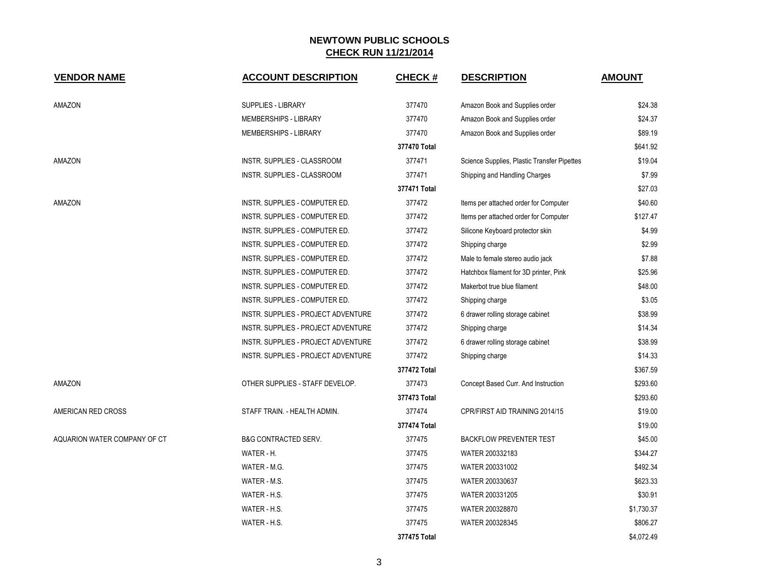## NEWTOWN PUBLIC SCHOOLS
## CHECK RUN 11/21/2014

| VENDOR NAME | ACCOUNT DESCRIPTION | CHECK # | DESCRIPTION | AMOUNT |
|---|---|---|---|---|
| AMAZON | SUPPLIES - LIBRARY | 377470 | Amazon Book and Supplies order | $24.38 |
| | MEMBERSHIPS - LIBRARY | 377470 | Amazon Book and Supplies order | $24.37 |
| | MEMBERSHIPS - LIBRARY | 377470 | Amazon Book and Supplies order | $89.19 |
| | | **377470 Total** | | $641.92 |
| AMAZON | INSTR. SUPPLIES - CLASSROOM | 377471 | Science Supplies, Plastic Transfer Pipettes | $19.04 |
| | INSTR. SUPPLIES - CLASSROOM | 377471 | Shipping and Handling Charges | $7.99 |
| | | **377471 Total** | | $27.03 |
| AMAZON | INSTR. SUPPLIES - COMPUTER ED. | 377472 | Items per attached order for Computer | $40.60 |
| | INSTR. SUPPLIES - COMPUTER ED. | 377472 | Items per attached order for Computer | $127.47 |
| | INSTR. SUPPLIES - COMPUTER ED. | 377472 | Silicone Keyboard protector skin | $4.99 |
| | INSTR. SUPPLIES - COMPUTER ED. | 377472 | Shipping charge | $2.99 |
| | INSTR. SUPPLIES - COMPUTER ED. | 377472 | Male to female stereo audio jack | $7.88 |
| | INSTR. SUPPLIES - COMPUTER ED. | 377472 | Hatchbox filament for 3D printer, Pink | $25.96 |
| | INSTR. SUPPLIES - COMPUTER ED. | 377472 | Makerbot true blue filament | $48.00 |
| | INSTR. SUPPLIES - COMPUTER ED. | 377472 | Shipping charge | $3.05 |
| | INSTR. SUPPLIES - PROJECT ADVENTURE | 377472 | 6 drawer rolling storage cabinet | $38.99 |
| | INSTR. SUPPLIES - PROJECT ADVENTURE | 377472 | Shipping charge | $14.34 |
| | INSTR. SUPPLIES - PROJECT ADVENTURE | 377472 | 6 drawer rolling storage cabinet | $38.99 |
| | INSTR. SUPPLIES - PROJECT ADVENTURE | 377472 | Shipping charge | $14.33 |
| | | **377472 Total** | | $367.59 |
| AMAZON | OTHER SUPPLIES - STAFF DEVELOP. | 377473 | Concept Based Curr. And Instruction | $293.60 |
| | | **377473 Total** | | $293.60 |
| AMERICAN RED CROSS | STAFF TRAIN. - HEALTH ADMIN. | 377474 | CPR/FIRST AID TRAINING 2014/15 | $19.00 |
| | | **377474 Total** | | $19.00 |
| AQUARION WATER COMPANY OF CT | B&G CONTRACTED SERV. | 377475 | BACKFLOW PREVENTER TEST | $45.00 |
| | WATER - H. | 377475 | WATER 200332183 | $344.27 |
| | WATER - M.G. | 377475 | WATER 200331002 | $492.34 |
| | WATER - M.S. | 377475 | WATER 200330637 | $623.33 |
| | WATER - H.S. | 377475 | WATER 200331205 | $30.91 |
| | WATER - H.S. | 377475 | WATER 200328870 | $1,730.37 |
| | WATER - H.S. | 377475 | WATER 200328345 | $806.27 |
| | | **377475 Total** | | $4,072.49 |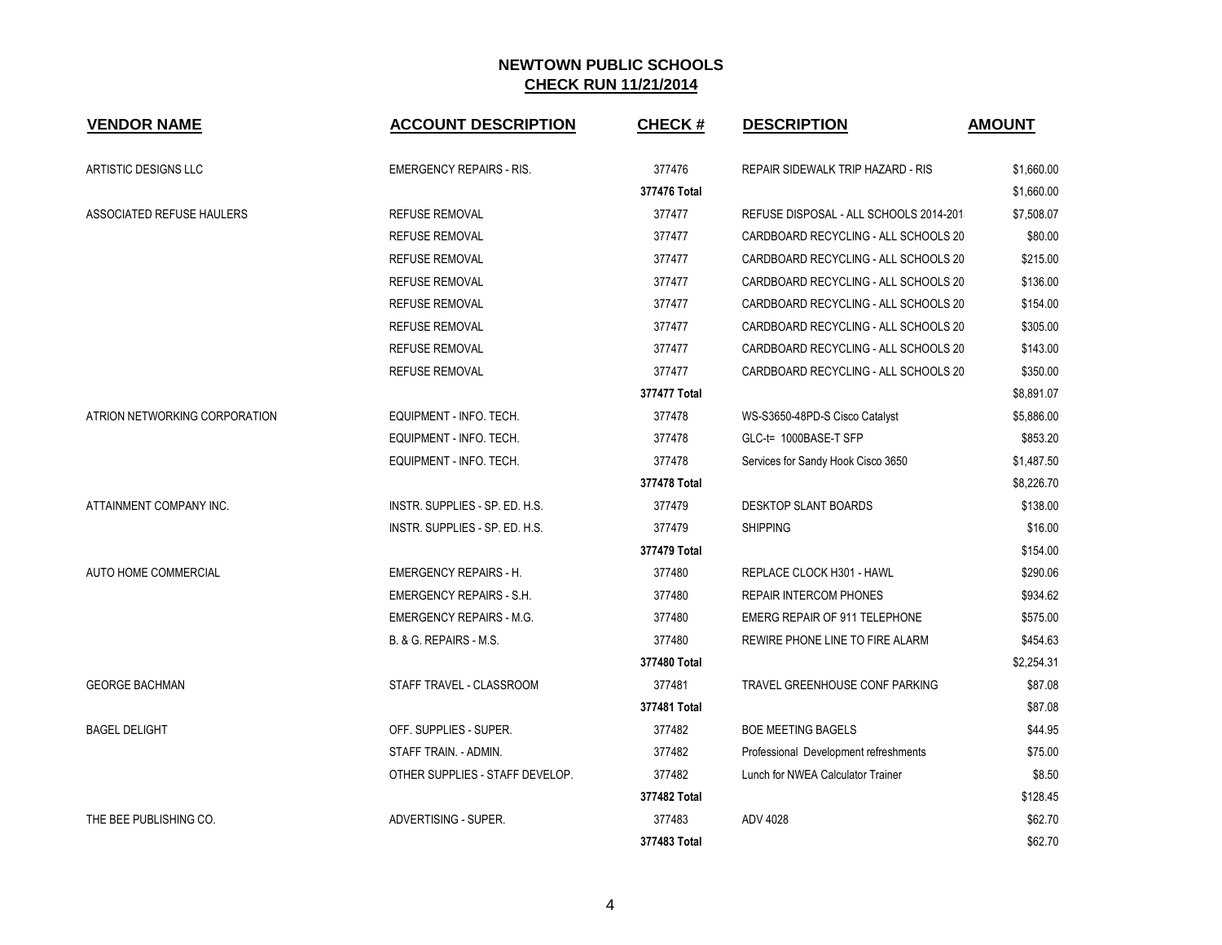# NEWTOWN PUBLIC SCHOOLS

## CHECK RUN 11/21/2014

| VENDOR NAME | ACCOUNT DESCRIPTION | CHECK # | DESCRIPTION | AMOUNT |
|---|---|---|---|---|
| ARTISTIC DESIGNS LLC | EMERGENCY REPAIRS - RIS. | 377476 | REPAIR SIDEWALK TRIP HAZARD - RIS | $1,660.00 |
| | | **377476 Total** | | $1,660.00 |
| ASSOCIATED REFUSE HAULERS | REFUSE REMOVAL | 377477 | REFUSE DISPOSAL - ALL SCHOOLS 2014-201 | $7,508.07 |
| | REFUSE REMOVAL | 377477 | CARDBOARD RECYCLING - ALL SCHOOLS 20 | $80.00 |
| | REFUSE REMOVAL | 377477 | CARDBOARD RECYCLING - ALL SCHOOLS 20 | $215.00 |
| | REFUSE REMOVAL | 377477 | CARDBOARD RECYCLING - ALL SCHOOLS 20 | $136.00 |
| | REFUSE REMOVAL | 377477 | CARDBOARD RECYCLING - ALL SCHOOLS 20 | $154.00 |
| | REFUSE REMOVAL | 377477 | CARDBOARD RECYCLING - ALL SCHOOLS 20 | $305.00 |
| | REFUSE REMOVAL | 377477 | CARDBOARD RECYCLING - ALL SCHOOLS 20 | $143.00 |
| | REFUSE REMOVAL | 377477 | CARDBOARD RECYCLING - ALL SCHOOLS 20 | $350.00 |
| | | **377477 Total** | | $8,891.07 |
| ATRION NETWORKING CORPORATION | EQUIPMENT - INFO. TECH. | 377478 | WS-S3650-48PD-S Cisco Catalyst | $5,886.00 |
| | EQUIPMENT - INFO. TECH. | 377478 | GLC-t= 1000BASE-T SFP | $853.20 |
| | EQUIPMENT - INFO. TECH. | 377478 | Services for Sandy Hook Cisco 3650 | $1,487.50 |
| | | **377478 Total** | | $8,226.70 |
| ATTAINMENT COMPANY INC. | INSTR. SUPPLIES - SP. ED. H.S. | 377479 | DESKTOP SLANT BOARDS | $138.00 |
| | INSTR. SUPPLIES - SP. ED. H.S. | 377479 | SHIPPING | $16.00 |
| | | **377479 Total** | | $154.00 |
| AUTO HOME COMMERCIAL | EMERGENCY REPAIRS - H. | 377480 | REPLACE CLOCK H301 - HAWL | $290.06 |
| | EMERGENCY REPAIRS - S.H. | 377480 | REPAIR INTERCOM PHONES | $934.62 |
| | EMERGENCY REPAIRS - M.G. | 377480 | EMERG REPAIR OF 911 TELEPHONE | $575.00 |
| | B. & G. REPAIRS - M.S. | 377480 | REWIRE PHONE LINE TO FIRE ALARM | $454.63 |
| | | **377480 Total** | | $2,254.31 |
| GEORGE BACHMAN | STAFF TRAVEL - CLASSROOM | 377481 | TRAVEL GREENHOUSE CONF PARKING | $87.08 |
| | | **377481 Total** | | $87.08 |
| BAGEL DELIGHT | OFF. SUPPLIES - SUPER. | 377482 | BOE MEETING BAGELS | $44.95 |
| | STAFF TRAIN. - ADMIN. | 377482 | Professional Development refreshments | $75.00 |
| | OTHER SUPPLIES - STAFF DEVELOP. | 377482 | Lunch for NWEA Calculator Trainer | $8.50 |
| | | **377482 Total** | | $128.45 |
| THE BEE PUBLISHING CO. | ADVERTISING - SUPER. | 377483 | ADV 4028 | $62.70 |
| | | **377483 Total** | | $62.70 |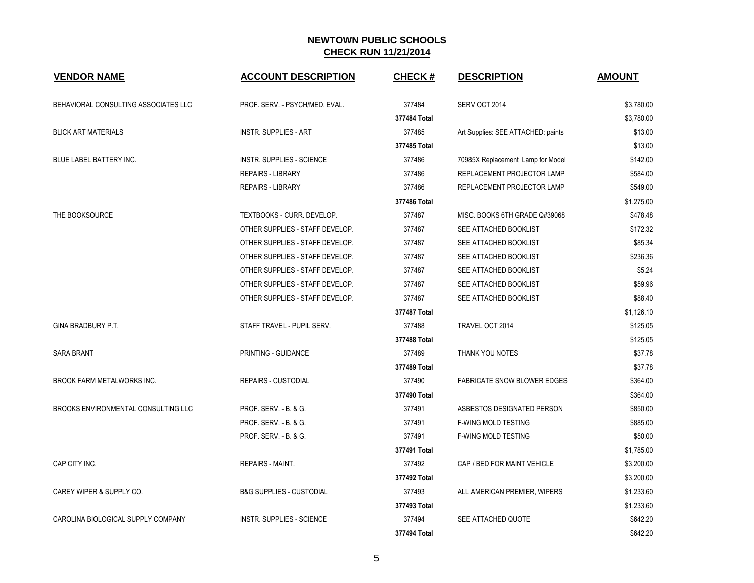# NEWTOWN PUBLIC SCHOOLS
## CHECK RUN 11/21/2014

| VENDOR NAME | ACCOUNT DESCRIPTION | CHECK # | DESCRIPTION | AMOUNT |
|---|---|---|---|---|
| BEHAVIORAL CONSULTING ASSOCIATES LLC | PROF. SERV. - PSYCH/MED. EVAL. | 377484 | SERV OCT 2014 | $3,780.00 |
| | | **377484 Total** | | $3,780.00 |
| BLICK ART MATERIALS | INSTR. SUPPLIES - ART | 377485 | Art Supplies: SEE ATTACHED: paints | $13.00 |
| | | **377485 Total** | | $13.00 |
| BLUE LABEL BATTERY INC. | INSTR. SUPPLIES - SCIENCE | 377486 | 70985X Replacement Lamp for Model | $142.00 |
| | REPAIRS - LIBRARY | 377486 | REPLACEMENT PROJECTOR LAMP | $584.00 |
| | REPAIRS - LIBRARY | 377486 | REPLACEMENT PROJECTOR LAMP | $549.00 |
| | | **377486 Total** | | $1,275.00 |
| THE BOOKSOURCE | TEXTBOOKS - CURR. DEVELOP. | 377487 | MISC. BOOKS 6TH GRADE Q#39068 | $478.48 |
| | OTHER SUPPLIES - STAFF DEVELOP. | 377487 | SEE ATTACHED BOOKLIST | $172.32 |
| | OTHER SUPPLIES - STAFF DEVELOP. | 377487 | SEE ATTACHED BOOKLIST | $85.34 |
| | OTHER SUPPLIES - STAFF DEVELOP. | 377487 | SEE ATTACHED BOOKLIST | $236.36 |
| | OTHER SUPPLIES - STAFF DEVELOP. | 377487 | SEE ATTACHED BOOKLIST | $5.24 |
| | OTHER SUPPLIES - STAFF DEVELOP. | 377487 | SEE ATTACHED BOOKLIST | $59.96 |
| | OTHER SUPPLIES - STAFF DEVELOP. | 377487 | SEE ATTACHED BOOKLIST | $88.40 |
| | | **377487 Total** | | $1,126.10 |
| GINA BRADBURY P.T. | STAFF TRAVEL - PUPIL SERV. | 377488 | TRAVEL OCT 2014 | $125.05 |
| | | **377488 Total** | | $125.05 |
| SARA BRANT | PRINTING - GUIDANCE | 377489 | THANK YOU NOTES | $37.78 |
| | | **377489 Total** | | $37.78 |
| BROOK FARM METALWORKS INC. | REPAIRS - CUSTODIAL | 377490 | FABRICATE SNOW BLOWER EDGES | $364.00 |
| | | **377490 Total** | | $364.00 |
| BROOKS ENVIRONMENTAL CONSULTING LLC | PROF. SERV. - B. & G. | 377491 | ASBESTOS DESIGNATED PERSON | $850.00 |
| | PROF. SERV. - B. & G. | 377491 | F-WING MOLD TESTING | $885.00 |
| | PROF. SERV. - B. & G. | 377491 | F-WING MOLD TESTING | $50.00 |
| | | **377491 Total** | | $1,785.00 |
| CAP CITY INC. | REPAIRS - MAINT. | 377492 | CAP / BED FOR MAINT VEHICLE | $3,200.00 |
| | | **377492 Total** | | $3,200.00 |
| CAREY WIPER & SUPPLY CO. | B&G SUPPLIES - CUSTODIAL | 377493 | ALL AMERICAN PREMIER, WIPERS | $1,233.60 |
| | | **377493 Total** | | $1,233.60 |
| CAROLINA BIOLOGICAL SUPPLY COMPANY | INSTR. SUPPLIES - SCIENCE | 377494 | SEE ATTACHED QUOTE | $642.20 |
| | | **377494 Total** | | $642.20 |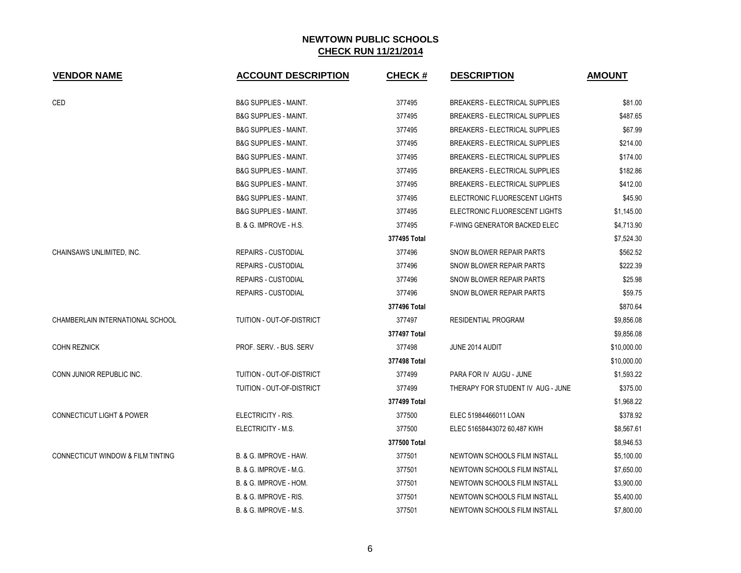# NEWTOWN PUBLIC SCHOOLS

## CHECK RUN 11/21/2014

| VENDOR NAME | ACCOUNT DESCRIPTION | CHECK # | DESCRIPTION | AMOUNT |
|---|---|---|---|---|
| CED | B&G SUPPLIES - MAINT. | 377495 | BREAKERS - ELECTRICAL SUPPLIES | $81.00 |
| | B&G SUPPLIES - MAINT. | 377495 | BREAKERS - ELECTRICAL SUPPLIES | $487.65 |
| | B&G SUPPLIES - MAINT. | 377495 | BREAKERS - ELECTRICAL SUPPLIES | $67.99 |
| | B&G SUPPLIES - MAINT. | 377495 | BREAKERS - ELECTRICAL SUPPLIES | $214.00 |
| | B&G SUPPLIES - MAINT. | 377495 | BREAKERS - ELECTRICAL SUPPLIES | $174.00 |
| | B&G SUPPLIES - MAINT. | 377495 | BREAKERS - ELECTRICAL SUPPLIES | $182.86 |
| | B&G SUPPLIES - MAINT. | 377495 | BREAKERS - ELECTRICAL SUPPLIES | $412.00 |
| | B&G SUPPLIES - MAINT. | 377495 | ELECTRONIC FLUORESCENT LIGHTS | $45.90 |
| | B&G SUPPLIES - MAINT. | 377495 | ELECTRONIC FLUORESCENT LIGHTS | $1,145.00 |
| | B. & G. IMPROVE - H.S. | 377495 | F-WING GENERATOR BACKED ELEC | $4,713.90 |
| | | **377495 Total** | | $7,524.30 |
| CHAINSAWS UNLIMITED, INC. | REPAIRS - CUSTODIAL | 377496 | SNOW BLOWER REPAIR PARTS | $562.52 |
| | REPAIRS - CUSTODIAL | 377496 | SNOW BLOWER REPAIR PARTS | $222.39 |
| | REPAIRS - CUSTODIAL | 377496 | SNOW BLOWER REPAIR PARTS | $25.98 |
| | REPAIRS - CUSTODIAL | 377496 | SNOW BLOWER REPAIR PARTS | $59.75 |
| | | **377496 Total** | | $870.64 |
| CHAMBERLAIN INTERNATIONAL SCHOOL | TUITION - OUT-OF-DISTRICT | 377497 | RESIDENTIAL PROGRAM | $9,856.08 |
| | | **377497 Total** | | $9,856.08 |
| COHN REZNICK | PROF. SERV. - BUS. SERV | 377498 | JUNE 2014 AUDIT | $10,000.00 |
| | | **377498 Total** | | $10,000.00 |
| CONN JUNIOR REPUBLIC INC. | TUITION - OUT-OF-DISTRICT | 377499 | PARA FOR IV AUGU - JUNE | $1,593.22 |
| | TUITION - OUT-OF-DISTRICT | 377499 | THERAPY FOR STUDENT IV AUG - JUNE | $375.00 |
| | | **377499 Total** | | $1,968.22 |
| CONNECTICUT LIGHT & POWER | ELECTRICITY - RIS. | 377500 | ELEC 51984466011 LOAN | $378.92 |
| | ELECTRICITY - M.S. | 377500 | ELEC 51658443072 60,487 KWH | $8,567.61 |
| | | **377500 Total** | | $8,946.53 |
| CONNECTICUT WINDOW & FILM TINTING | B. & G. IMPROVE - HAW. | 377501 | NEWTOWN SCHOOLS FILM INSTALL | $5,100.00 |
| | B. & G. IMPROVE - M.G. | 377501 | NEWTOWN SCHOOLS FILM INSTALL | $7,650.00 |
| | B. & G. IMPROVE - HOM. | 377501 | NEWTOWN SCHOOLS FILM INSTALL | $3,900.00 |
| | B. & G. IMPROVE - RIS. | 377501 | NEWTOWN SCHOOLS FILM INSTALL | $5,400.00 |
| | B. & G. IMPROVE - M.S. | 377501 | NEWTOWN SCHOOLS FILM INSTALL | $7,800.00 |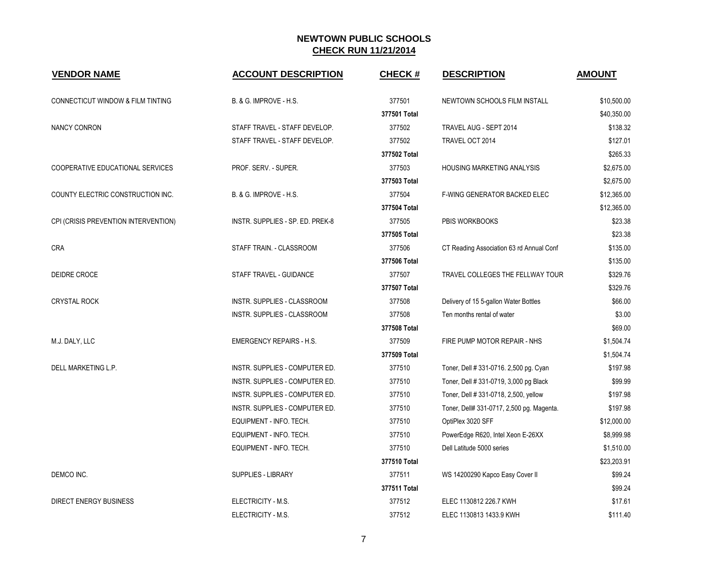# NEWTOWN PUBLIC SCHOOLS

## CHECK RUN 11/21/2014

| VENDOR NAME | ACCOUNT DESCRIPTION | CHECK # | DESCRIPTION | AMOUNT |
|---|---|---|---|---|
| CONNECTICUT WINDOW & FILM TINTING | B. & G. IMPROVE - H.S. | 377501 | NEWTOWN SCHOOLS FILM INSTALL | $10,500.00 |
| | | **377501 Total** | | $40,350.00 |
| NANCY CONRON | STAFF TRAVEL - STAFF DEVELOP. | 377502 | TRAVEL AUG - SEPT 2014 | $138.32 |
| | STAFF TRAVEL - STAFF DEVELOP. | 377502 | TRAVEL OCT 2014 | $127.01 |
| | | **377502 Total** | | $265.33 |
| COOPERATIVE EDUCATIONAL SERVICES | PROF. SERV. - SUPER. | 377503 | HOUSING MARKETING ANALYSIS | $2,675.00 |
| | | **377503 Total** | | $2,675.00 |
| COUNTY ELECTRIC CONSTRUCTION INC. | B. & G. IMPROVE - H.S. | 377504 | F-WING GENERATOR BACKED ELEC | $12,365.00 |
| | | **377504 Total** | | $12,365.00 |
| CPI (CRISIS PREVENTION INTERVENTION) | INSTR. SUPPLIES - SP. ED. PREK-8 | 377505 | PBIS WORKBOOKS | $23.38 |
| | | **377505 Total** | | $23.38 |
| CRA | STAFF TRAIN. - CLASSROOM | 377506 | CT Reading Association 63 rd Annual Conf | $135.00 |
| | | **377506 Total** | | $135.00 |
| DEIDRE CROCE | STAFF TRAVEL - GUIDANCE | 377507 | TRAVEL COLLEGES THE FELLWAY TOUR | $329.76 |
| | | **377507 Total** | | $329.76 |
| CRYSTAL ROCK | INSTR. SUPPLIES - CLASSROOM | 377508 | Delivery of 15 5-gallon Water Bottles | $66.00 |
| | INSTR. SUPPLIES - CLASSROOM | 377508 | Ten months rental of water | $3.00 |
| | | **377508 Total** | | $69.00 |
| M.J. DALY, LLC | EMERGENCY REPAIRS - H.S. | 377509 | FIRE PUMP MOTOR REPAIR - NHS | $1,504.74 |
| | | **377509 Total** | | $1,504.74 |
| DELL MARKETING L.P. | INSTR. SUPPLIES - COMPUTER ED. | 377510 | Toner, Dell # 331-0716. 2,500 pg. Cyan | $197.98 |
| | INSTR. SUPPLIES - COMPUTER ED. | 377510 | Toner, Dell # 331-0719, 3,000 pg Black | $99.99 |
| | INSTR. SUPPLIES - COMPUTER ED. | 377510 | Toner, Dell # 331-0718, 2,500, yellow | $197.98 |
| | INSTR. SUPPLIES - COMPUTER ED. | 377510 | Toner, Dell# 331-0717, 2,500 pg. Magenta. | $197.98 |
| | EQUIPMENT - INFO. TECH. | 377510 | OptiPlex 3020 SFF | $12,000.00 |
| | EQUIPMENT - INFO. TECH. | 377510 | PowerEdge R620, Intel Xeon E-26XX | $8,999.98 |
| | EQUIPMENT - INFO. TECH. | 377510 | Dell Latitude 5000 series | $1,510.00 |
| | | **377510 Total** | | $23,203.91 |
| DEMCO INC. | SUPPLIES - LIBRARY | 377511 | WS 14200290 Kapco Easy Cover II | $99.24 |
| | | **377511 Total** | | $99.24 |
| DIRECT ENERGY BUSINESS | ELECTRICITY - M.S. | 377512 | ELEC 1130812 226.7 KWH | $17.61 |
| | ELECTRICITY - M.S. | 377512 | ELEC 1130813 1433.9 KWH | $111.40 |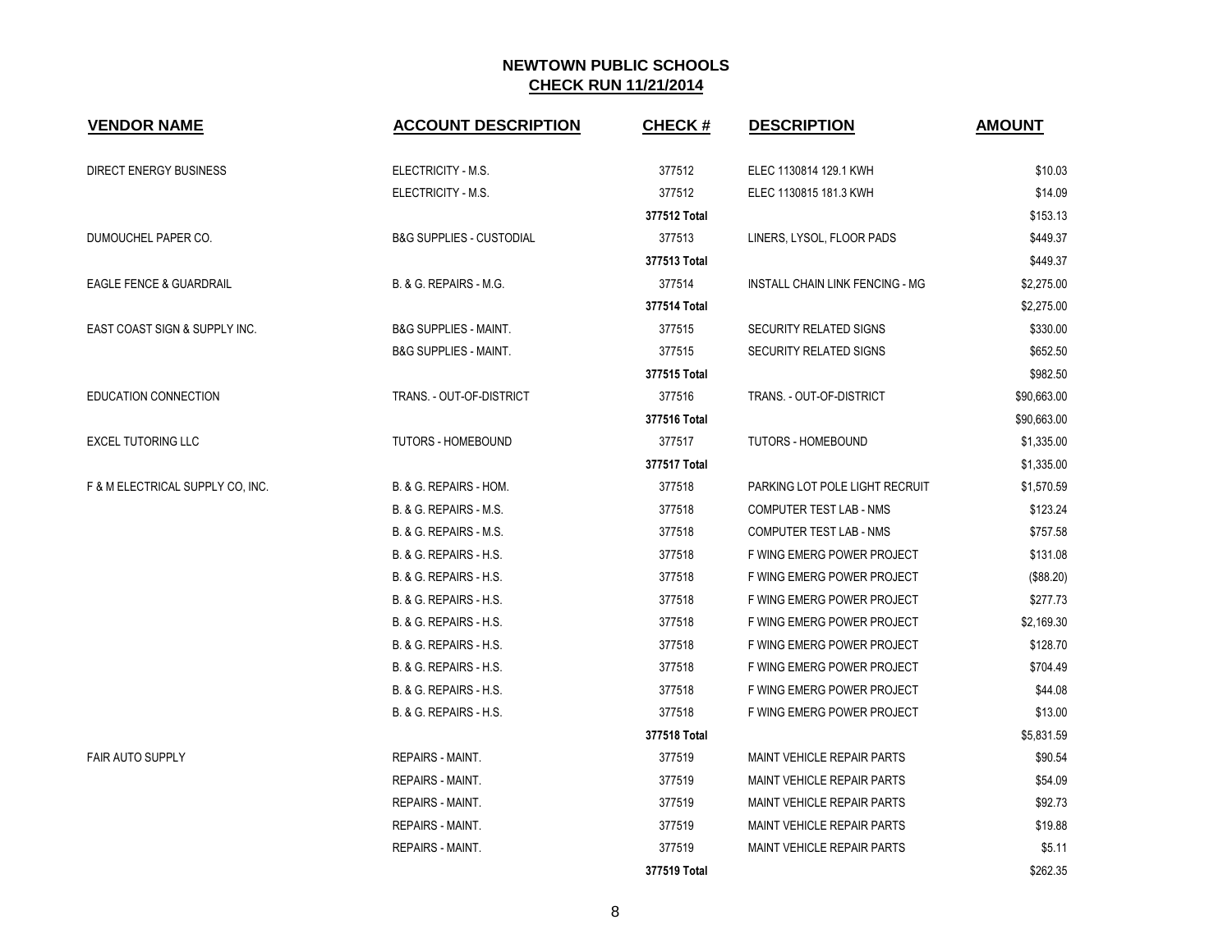# NEWTOWN PUBLIC SCHOOLS

## CHECK RUN 11/21/2014

| VENDOR NAME | ACCOUNT DESCRIPTION | CHECK # | DESCRIPTION | AMOUNT |
|---|---|---|---|---|
| DIRECT ENERGY BUSINESS | ELECTRICITY - M.S. | 377512 | ELEC 1130814 129.1 KWH | $10.03 |
| | ELECTRICITY - M.S. | 377512 | ELEC 1130815 181.3 KWH | $14.09 |
| | | **377512 Total** | | $153.13 |
| DUMOUCHEL PAPER CO. | B&G SUPPLIES - CUSTODIAL | 377513 | LINERS, LYSOL, FLOOR PADS | $449.37 |
| | | **377513 Total** | | $449.37 |
| EAGLE FENCE & GUARDRAIL | B. & G. REPAIRS - M.G. | 377514 | INSTALL CHAIN LINK FENCING - MG | $2,275.00 |
| | | **377514 Total** | | $2,275.00 |
| EAST COAST SIGN & SUPPLY INC. | B&G SUPPLIES - MAINT. | 377515 | SECURITY RELATED SIGNS | $330.00 |
| | B&G SUPPLIES - MAINT. | 377515 | SECURITY RELATED SIGNS | $652.50 |
| | | **377515 Total** | | $982.50 |
| EDUCATION CONNECTION | TRANS. - OUT-OF-DISTRICT | 377516 | TRANS. - OUT-OF-DISTRICT | $90,663.00 |
| | | **377516 Total** | | $90,663.00 |
| EXCEL TUTORING LLC | TUTORS - HOMEBOUND | 377517 | TUTORS - HOMEBOUND | $1,335.00 |
| | | **377517 Total** | | $1,335.00 |
| F & M ELECTRICAL SUPPLY CO, INC. | B. & G. REPAIRS - HOM. | 377518 | PARKING LOT POLE LIGHT RECRUIT | $1,570.59 |
| | B. & G. REPAIRS - M.S. | 377518 | COMPUTER TEST LAB - NMS | $123.24 |
| | B. & G. REPAIRS - M.S. | 377518 | COMPUTER TEST LAB - NMS | $757.58 |
| | B. & G. REPAIRS - H.S. | 377518 | F WING EMERG POWER PROJECT | $131.08 |
| | B. & G. REPAIRS - H.S. | 377518 | F WING EMERG POWER PROJECT | ($88.20) |
| | B. & G. REPAIRS - H.S. | 377518 | F WING EMERG POWER PROJECT | $277.73 |
| | B. & G. REPAIRS - H.S. | 377518 | F WING EMERG POWER PROJECT | $2,169.30 |
| | B. & G. REPAIRS - H.S. | 377518 | F WING EMERG POWER PROJECT | $128.70 |
| | B. & G. REPAIRS - H.S. | 377518 | F WING EMERG POWER PROJECT | $704.49 |
| | B. & G. REPAIRS - H.S. | 377518 | F WING EMERG POWER PROJECT | $44.08 |
| | B. & G. REPAIRS - H.S. | 377518 | F WING EMERG POWER PROJECT | $13.00 |
| | | **377518 Total** | | $5,831.59 |
| FAIR AUTO SUPPLY | REPAIRS - MAINT. | 377519 | MAINT VEHICLE REPAIR PARTS | $90.54 |
| | REPAIRS - MAINT. | 377519 | MAINT VEHICLE REPAIR PARTS | $54.09 |
| | REPAIRS - MAINT. | 377519 | MAINT VEHICLE REPAIR PARTS | $92.73 |
| | REPAIRS - MAINT. | 377519 | MAINT VEHICLE REPAIR PARTS | $19.88 |
| | REPAIRS - MAINT. | 377519 | MAINT VEHICLE REPAIR PARTS | $5.11 |
| | | **377519 Total** | | $262.35 |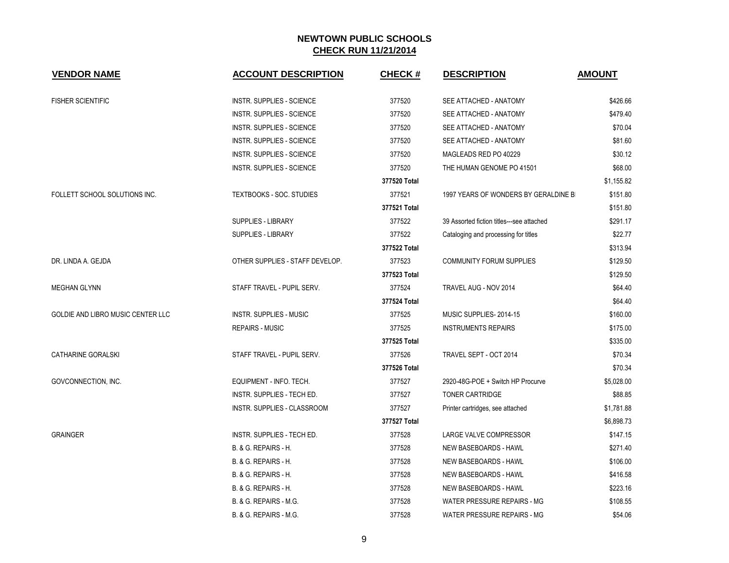# NEWTOWN PUBLIC SCHOOLS
## CHECK RUN 11/21/2014

| VENDOR NAME | ACCOUNT DESCRIPTION | CHECK # | DESCRIPTION | AMOUNT |
|---|---|---|---|---|
| FISHER SCIENTIFIC | INSTR. SUPPLIES - SCIENCE | 377520 | SEE ATTACHED - ANATOMY | $426.66 |
| | INSTR. SUPPLIES - SCIENCE | 377520 | SEE ATTACHED - ANATOMY | $479.40 |
| | INSTR. SUPPLIES - SCIENCE | 377520 | SEE ATTACHED - ANATOMY | $70.04 |
| | INSTR. SUPPLIES - SCIENCE | 377520 | SEE ATTACHED - ANATOMY | $81.60 |
| | INSTR. SUPPLIES - SCIENCE | 377520 | MAGLEADS RED PO 40229 | $30.12 |
| | INSTR. SUPPLIES - SCIENCE | 377520 | THE HUMAN GENOME PO 41501 | $68.00 |
| | | 377520 Total | | $1,155.82 |
| FOLLETT SCHOOL SOLUTIONS INC. | TEXTBOOKS - SOC. STUDIES | 377521 | 1997 YEARS OF WONDERS BY GERALDINE B | $151.80 |
| | | 377521 Total | | $151.80 |
| | SUPPLIES - LIBRARY | 377522 | 39 Assorted fiction titles---see attached | $291.17 |
| | SUPPLIES - LIBRARY | 377522 | Cataloging and processing for titles | $22.77 |
| | | 377522 Total | | $313.94 |
| DR. LINDA A. GEJDA | OTHER SUPPLIES - STAFF DEVELOP. | 377523 | COMMUNITY FORUM SUPPLIES | $129.50 |
| | | 377523 Total | | $129.50 |
| MEGHAN GLYNN | STAFF TRAVEL - PUPIL SERV. | 377524 | TRAVEL AUG - NOV 2014 | $64.40 |
| | | 377524 Total | | $64.40 |
| GOLDIE AND LIBRO MUSIC CENTER LLC | INSTR. SUPPLIES - MUSIC | 377525 | MUSIC SUPPLIES- 2014-15 | $160.00 |
| | REPAIRS - MUSIC | 377525 | INSTRUMENTS REPAIRS | $175.00 |
| | | 377525 Total | | $335.00 |
| CATHARINE GORALSKI | STAFF TRAVEL - PUPIL SERV. | 377526 | TRAVEL SEPT - OCT 2014 | $70.34 |
| | | 377526 Total | | $70.34 |
| GOVCONNECTION, INC. | EQUIPMENT - INFO. TECH. | 377527 | 2920-48G-POE + Switch HP Procurve | $5,028.00 |
| | INSTR. SUPPLIES - TECH ED. | 377527 | TONER CARTRIDGE | $88.85 |
| | INSTR. SUPPLIES - CLASSROOM | 377527 | Printer cartridges, see attached | $1,781.88 |
| | | 377527 Total | | $6,898.73 |
| GRAINGER | INSTR. SUPPLIES - TECH ED. | 377528 | LARGE VALVE COMPRESSOR | $147.15 |
| | B. & G. REPAIRS - H. | 377528 | NEW BASEBOARDS - HAWL | $271.40 |
| | B. & G. REPAIRS - H. | 377528 | NEW BASEBOARDS - HAWL | $106.00 |
| | B. & G. REPAIRS - H. | 377528 | NEW BASEBOARDS - HAWL | $416.58 |
| | B. & G. REPAIRS - H. | 377528 | NEW BASEBOARDS - HAWL | $223.16 |
| | B. & G. REPAIRS - M.G. | 377528 | WATER PRESSURE REPAIRS - MG | $108.55 |
| | B. & G. REPAIRS - M.G. | 377528 | WATER PRESSURE REPAIRS - MG | $54.06 |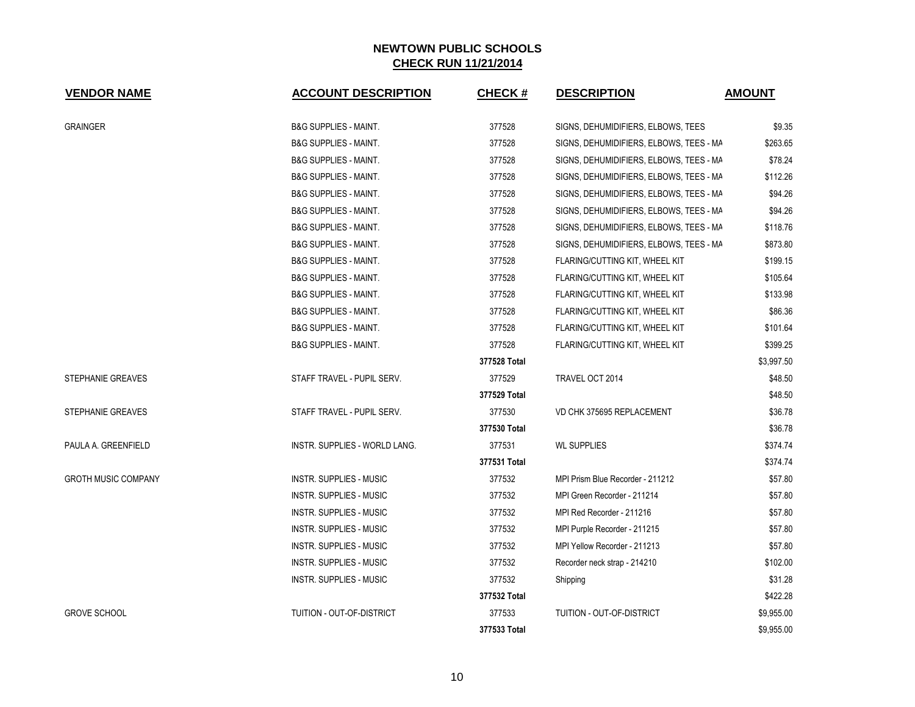# NEWTOWN PUBLIC SCHOOLS

## CHECK RUN 11/21/2014

| VENDOR NAME | ACCOUNT DESCRIPTION | CHECK # | DESCRIPTION | AMOUNT |
|---|---|---|---|---|
| GRAINGER | B&G SUPPLIES - MAINT. | 377528 | SIGNS, DEHUMIDIFIERS, ELBOWS, TEES | $9.35 |
| | B&G SUPPLIES - MAINT. | 377528 | SIGNS, DEHUMIDIFIERS, ELBOWS, TEES - MA | $263.65 |
| | B&G SUPPLIES - MAINT. | 377528 | SIGNS, DEHUMIDIFIERS, ELBOWS, TEES - MA | $78.24 |
| | B&G SUPPLIES - MAINT. | 377528 | SIGNS, DEHUMIDIFIERS, ELBOWS, TEES - MA | $112.26 |
| | B&G SUPPLIES - MAINT. | 377528 | SIGNS, DEHUMIDIFIERS, ELBOWS, TEES - MA | $94.26 |
| | B&G SUPPLIES - MAINT. | 377528 | SIGNS, DEHUMIDIFIERS, ELBOWS, TEES - MA | $94.26 |
| | B&G SUPPLIES - MAINT. | 377528 | SIGNS, DEHUMIDIFIERS, ELBOWS, TEES - MA | $118.76 |
| | B&G SUPPLIES - MAINT. | 377528 | SIGNS, DEHUMIDIFIERS, ELBOWS, TEES - MA | $873.80 |
| | B&G SUPPLIES - MAINT. | 377528 | FLARING/CUTTING KIT, WHEEL KIT | $199.15 |
| | B&G SUPPLIES - MAINT. | 377528 | FLARING/CUTTING KIT, WHEEL KIT | $105.64 |
| | B&G SUPPLIES - MAINT. | 377528 | FLARING/CUTTING KIT, WHEEL KIT | $133.98 |
| | B&G SUPPLIES - MAINT. | 377528 | FLARING/CUTTING KIT, WHEEL KIT | $86.36 |
| | B&G SUPPLIES - MAINT. | 377528 | FLARING/CUTTING KIT, WHEEL KIT | $101.64 |
| | B&G SUPPLIES - MAINT. | 377528 | FLARING/CUTTING KIT, WHEEL KIT | $399.25 |
| | | **377528 Total** | | $3,997.50 |
| STEPHANIE GREAVES | STAFF TRAVEL - PUPIL SERV. | 377529 | TRAVEL OCT 2014 | $48.50 |
| | | **377529 Total** | | $48.50 |
| STEPHANIE GREAVES | STAFF TRAVEL - PUPIL SERV. | 377530 | VD CHK 375695 REPLACEMENT | $36.78 |
| | | **377530 Total** | | $36.78 |
| PAULA A. GREENFIELD | INSTR. SUPPLIES - WORLD LANG. | 377531 | WL SUPPLIES | $374.74 |
| | | **377531 Total** | | $374.74 |
| GROTH MUSIC COMPANY | INSTR. SUPPLIES - MUSIC | 377532 | MPI Prism Blue Recorder - 211212 | $57.80 |
| | INSTR. SUPPLIES - MUSIC | 377532 | MPI Green Recorder - 211214 | $57.80 |
| | INSTR. SUPPLIES - MUSIC | 377532 | MPI Red Recorder - 211216 | $57.80 |
| | INSTR. SUPPLIES - MUSIC | 377532 | MPI Purple Recorder - 211215 | $57.80 |
| | INSTR. SUPPLIES - MUSIC | 377532 | MPI Yellow Recorder - 211213 | $57.80 |
| | INSTR. SUPPLIES - MUSIC | 377532 | Recorder neck strap - 214210 | $102.00 |
| | INSTR. SUPPLIES - MUSIC | 377532 | Shipping | $31.28 |
| | | **377532 Total** | | $422.28 |
| GROVE SCHOOL | TUITION - OUT-OF-DISTRICT | 377533 | TUITION - OUT-OF-DISTRICT | $9,955.00 |
| | | **377533 Total** | | $9,955.00 |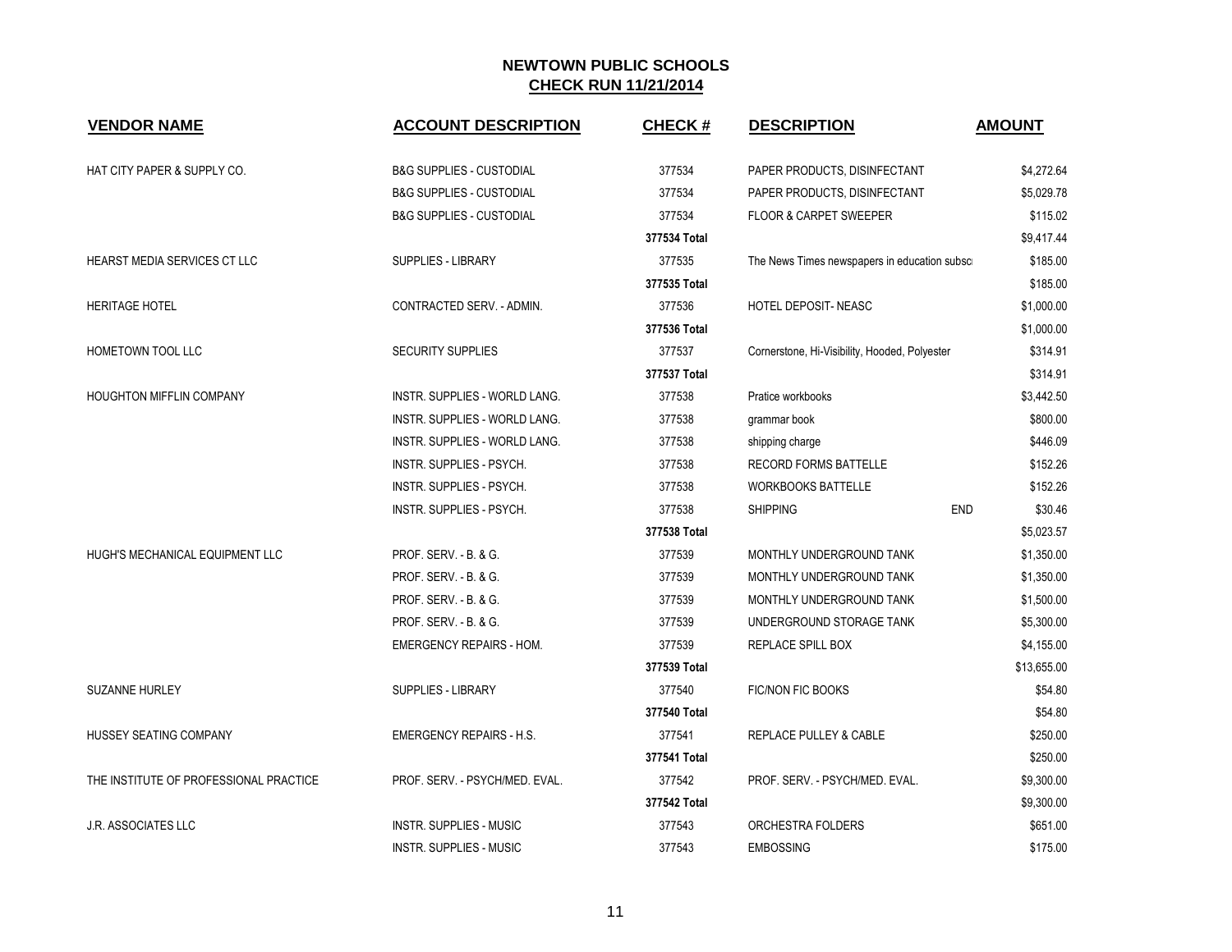# NEWTOWN PUBLIC SCHOOLS
## CHECK RUN 11/21/2014

| VENDOR NAME | ACCOUNT DESCRIPTION | CHECK # | DESCRIPTION | | AMOUNT |
|---|---|---|---|---|---|
| HAT CITY PAPER & SUPPLY CO. | B&G SUPPLIES - CUSTODIAL | 377534 | PAPER PRODUCTS, DISINFECTANT | | $4,272.64 |
| | B&G SUPPLIES - CUSTODIAL | 377534 | PAPER PRODUCTS, DISINFECTANT | | $5,029.78 |
| | B&G SUPPLIES - CUSTODIAL | 377534 | FLOOR & CARPET SWEEPER | | $115.02 |
| | | **377534 Total** | | | $9,417.44 |
| HEARST MEDIA SERVICES CT LLC | SUPPLIES - LIBRARY | 377535 | The News Times newspapers in education subsc | | $185.00 |
| | | **377535 Total** | | | $185.00 |
| HERITAGE HOTEL | CONTRACTED SERV. - ADMIN. | 377536 | HOTEL DEPOSIT- NEASC | | $1,000.00 |
| | | **377536 Total** | | | $1,000.00 |
| HOMETOWN TOOL LLC | SECURITY SUPPLIES | 377537 | Cornerstone, Hi-Visibility, Hooded, Polyester | | $314.91 |
| | | **377537 Total** | | | $314.91 |
| HOUGHTON MIFFLIN COMPANY | INSTR. SUPPLIES - WORLD LANG. | 377538 | Pratice workbooks | | $3,442.50 |
| | INSTR. SUPPLIES - WORLD LANG. | 377538 | grammar book | | $800.00 |
| | INSTR. SUPPLIES - WORLD LANG. | 377538 | shipping charge | | $446.09 |
| | INSTR. SUPPLIES - PSYCH. | 377538 | RECORD FORMS BATTELLE | | $152.26 |
| | INSTR. SUPPLIES - PSYCH. | 377538 | WORKBOOKS BATTELLE | | $152.26 |
| | INSTR. SUPPLIES - PSYCH. | 377538 | SHIPPING | END | $30.46 |
| | | **377538 Total** | | | $5,023.57 |
| HUGH'S MECHANICAL EQUIPMENT LLC | PROF. SERV. - B. & G. | 377539 | MONTHLY UNDERGROUND TANK | | $1,350.00 |
| | PROF. SERV. - B. & G. | 377539 | MONTHLY UNDERGROUND TANK | | $1,350.00 |
| | PROF. SERV. - B. & G. | 377539 | MONTHLY UNDERGROUND TANK | | $1,500.00 |
| | PROF. SERV. - B. & G. | 377539 | UNDERGROUND STORAGE TANK | | $5,300.00 |
| | EMERGENCY REPAIRS - HOM. | 377539 | REPLACE SPILL BOX | | $4,155.00 |
| | | **377539 Total** | | | $13,655.00 |
| SUZANNE HURLEY | SUPPLIES - LIBRARY | 377540 | FIC/NON FIC BOOKS | | $54.80 |
| | | **377540 Total** | | | $54.80 |
| HUSSEY SEATING COMPANY | EMERGENCY REPAIRS - H.S. | 377541 | REPLACE PULLEY & CABLE | | $250.00 |
| | | **377541 Total** | | | $250.00 |
| THE INSTITUTE OF PROFESSIONAL PRACTICE | PROF. SERV. - PSYCH/MED. EVAL. | 377542 | PROF. SERV. - PSYCH/MED. EVAL. | | $9,300.00 |
| | | **377542 Total** | | | $9,300.00 |
| J.R. ASSOCIATES LLC | INSTR. SUPPLIES - MUSIC | 377543 | ORCHESTRA FOLDERS | | $651.00 |
| | INSTR. SUPPLIES - MUSIC | 377543 | EMBOSSING | | $175.00 |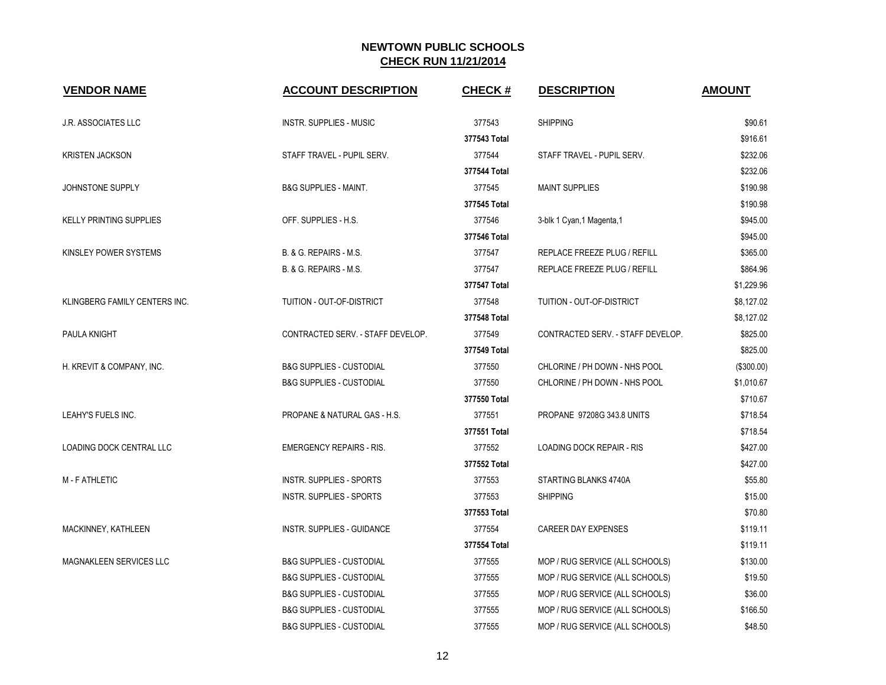# NEWTOWN PUBLIC SCHOOLS
## CHECK RUN 11/21/2014

| VENDOR NAME | ACCOUNT DESCRIPTION | CHECK # | DESCRIPTION | AMOUNT |
|---|---|---|---|---|
| J.R. ASSOCIATES LLC | INSTR. SUPPLIES - MUSIC | 377543 | SHIPPING | $90.61 |
| | | 377543 Total | | $916.61 |
| KRISTEN JACKSON | STAFF TRAVEL - PUPIL SERV. | 377544 | STAFF TRAVEL - PUPIL SERV. | $232.06 |
| | | 377544 Total | | $232.06 |
| JOHNSTONE SUPPLY | B&G SUPPLIES - MAINT. | 377545 | MAINT SUPPLIES | $190.98 |
| | | 377545 Total | | $190.98 |
| KELLY PRINTING SUPPLIES | OFF. SUPPLIES - H.S. | 377546 | 3-blk 1 Cyan,1 Magenta,1 | $945.00 |
| | | 377546 Total | | $945.00 |
| KINSLEY POWER SYSTEMS | B. & G. REPAIRS - M.S. | 377547 | REPLACE FREEZE PLUG / REFILL | $365.00 |
| | B. & G. REPAIRS - M.S. | 377547 | REPLACE FREEZE PLUG / REFILL | $864.96 |
| | | 377547 Total | | $1,229.96 |
| KLINGBERG FAMILY CENTERS INC. | TUITION - OUT-OF-DISTRICT | 377548 | TUITION - OUT-OF-DISTRICT | $8,127.02 |
| | | 377548 Total | | $8,127.02 |
| PAULA KNIGHT | CONTRACTED SERV. - STAFF DEVELOP. | 377549 | CONTRACTED SERV. - STAFF DEVELOP. | $825.00 |
| | | 377549 Total | | $825.00 |
| H. KREVIT & COMPANY, INC. | B&G SUPPLIES - CUSTODIAL | 377550 | CHLORINE / PH DOWN - NHS POOL | ($300.00) |
| | B&G SUPPLIES - CUSTODIAL | 377550 | CHLORINE / PH DOWN - NHS POOL | $1,010.67 |
| | | 377550 Total | | $710.67 |
| LEAHY'S FUELS INC. | PROPANE & NATURAL GAS - H.S. | 377551 | PROPANE 97208G 343.8 UNITS | $718.54 |
| | | 377551 Total | | $718.54 |
| LOADING DOCK CENTRAL LLC | EMERGENCY REPAIRS - RIS. | 377552 | LOADING DOCK REPAIR - RIS | $427.00 |
| | | 377552 Total | | $427.00 |
| M - F ATHLETIC | INSTR. SUPPLIES - SPORTS | 377553 | STARTING BLANKS 4740A | $55.80 |
| | INSTR. SUPPLIES - SPORTS | 377553 | SHIPPING | $15.00 |
| | | 377553 Total | | $70.80 |
| MACKINNEY, KATHLEEN | INSTR. SUPPLIES - GUIDANCE | 377554 | CAREER DAY EXPENSES | $119.11 |
| | | 377554 Total | | $119.11 |
| MAGNAKLEEN SERVICES LLC | B&G SUPPLIES - CUSTODIAL | 377555 | MOP / RUG SERVICE (ALL SCHOOLS) | $130.00 |
| | B&G SUPPLIES - CUSTODIAL | 377555 | MOP / RUG SERVICE (ALL SCHOOLS) | $19.50 |
| | B&G SUPPLIES - CUSTODIAL | 377555 | MOP / RUG SERVICE (ALL SCHOOLS) | $36.00 |
| | B&G SUPPLIES - CUSTODIAL | 377555 | MOP / RUG SERVICE (ALL SCHOOLS) | $166.50 |
| | B&G SUPPLIES - CUSTODIAL | 377555 | MOP / RUG SERVICE (ALL SCHOOLS) | $48.50 |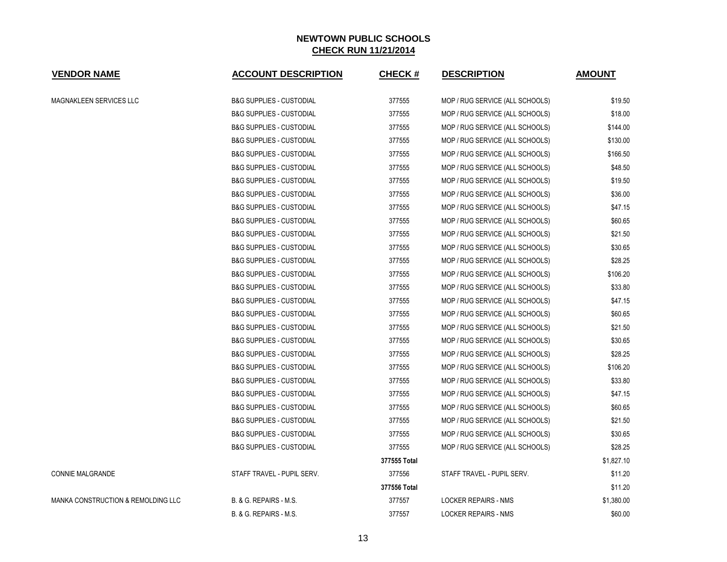## NEWTOWN PUBLIC SCHOOLS

## CHECK RUN 11/21/2014

| VENDOR NAME | ACCOUNT DESCRIPTION | CHECK # | DESCRIPTION | AMOUNT |
|---|---|---|---|---|
| MAGNAKLEEN SERVICES LLC | B&G SUPPLIES - CUSTODIAL | 377555 | MOP / RUG SERVICE (ALL SCHOOLS) | $19.50 |
| | B&G SUPPLIES - CUSTODIAL | 377555 | MOP / RUG SERVICE (ALL SCHOOLS) | $18.00 |
| | B&G SUPPLIES - CUSTODIAL | 377555 | MOP / RUG SERVICE (ALL SCHOOLS) | $144.00 |
| | B&G SUPPLIES - CUSTODIAL | 377555 | MOP / RUG SERVICE (ALL SCHOOLS) | $130.00 |
| | B&G SUPPLIES - CUSTODIAL | 377555 | MOP / RUG SERVICE (ALL SCHOOLS) | $166.50 |
| | B&G SUPPLIES - CUSTODIAL | 377555 | MOP / RUG SERVICE (ALL SCHOOLS) | $48.50 |
| | B&G SUPPLIES - CUSTODIAL | 377555 | MOP / RUG SERVICE (ALL SCHOOLS) | $19.50 |
| | B&G SUPPLIES - CUSTODIAL | 377555 | MOP / RUG SERVICE (ALL SCHOOLS) | $36.00 |
| | B&G SUPPLIES - CUSTODIAL | 377555 | MOP / RUG SERVICE (ALL SCHOOLS) | $47.15 |
| | B&G SUPPLIES - CUSTODIAL | 377555 | MOP / RUG SERVICE (ALL SCHOOLS) | $60.65 |
| | B&G SUPPLIES - CUSTODIAL | 377555 | MOP / RUG SERVICE (ALL SCHOOLS) | $21.50 |
| | B&G SUPPLIES - CUSTODIAL | 377555 | MOP / RUG SERVICE (ALL SCHOOLS) | $30.65 |
| | B&G SUPPLIES - CUSTODIAL | 377555 | MOP / RUG SERVICE (ALL SCHOOLS) | $28.25 |
| | B&G SUPPLIES - CUSTODIAL | 377555 | MOP / RUG SERVICE (ALL SCHOOLS) | $106.20 |
| | B&G SUPPLIES - CUSTODIAL | 377555 | MOP / RUG SERVICE (ALL SCHOOLS) | $33.80 |
| | B&G SUPPLIES - CUSTODIAL | 377555 | MOP / RUG SERVICE (ALL SCHOOLS) | $47.15 |
| | B&G SUPPLIES - CUSTODIAL | 377555 | MOP / RUG SERVICE (ALL SCHOOLS) | $60.65 |
| | B&G SUPPLIES - CUSTODIAL | 377555 | MOP / RUG SERVICE (ALL SCHOOLS) | $21.50 |
| | B&G SUPPLIES - CUSTODIAL | 377555 | MOP / RUG SERVICE (ALL SCHOOLS) | $30.65 |
| | B&G SUPPLIES - CUSTODIAL | 377555 | MOP / RUG SERVICE (ALL SCHOOLS) | $28.25 |
| | B&G SUPPLIES - CUSTODIAL | 377555 | MOP / RUG SERVICE (ALL SCHOOLS) | $106.20 |
| | B&G SUPPLIES - CUSTODIAL | 377555 | MOP / RUG SERVICE (ALL SCHOOLS) | $33.80 |
| | B&G SUPPLIES - CUSTODIAL | 377555 | MOP / RUG SERVICE (ALL SCHOOLS) | $47.15 |
| | B&G SUPPLIES - CUSTODIAL | 377555 | MOP / RUG SERVICE (ALL SCHOOLS) | $60.65 |
| | B&G SUPPLIES - CUSTODIAL | 377555 | MOP / RUG SERVICE (ALL SCHOOLS) | $21.50 |
| | B&G SUPPLIES - CUSTODIAL | 377555 | MOP / RUG SERVICE (ALL SCHOOLS) | $30.65 |
| | B&G SUPPLIES - CUSTODIAL | 377555 | MOP / RUG SERVICE (ALL SCHOOLS) | $28.25 |
| | | **377555 Total** | | $1,827.10 |
| CONNIE MALGRANDE | STAFF TRAVEL - PUPIL SERV. | 377556 | STAFF TRAVEL - PUPIL SERV. | $11.20 |
| | | **377556 Total** | | $11.20 |
| MANKA CONSTRUCTION & REMOLDING LLC | B. & G. REPAIRS - M.S. | 377557 | LOCKER REPAIRS - NMS | $1,380.00 |
| | B. & G. REPAIRS - M.S. | 377557 | LOCKER REPAIRS - NMS | $60.00 |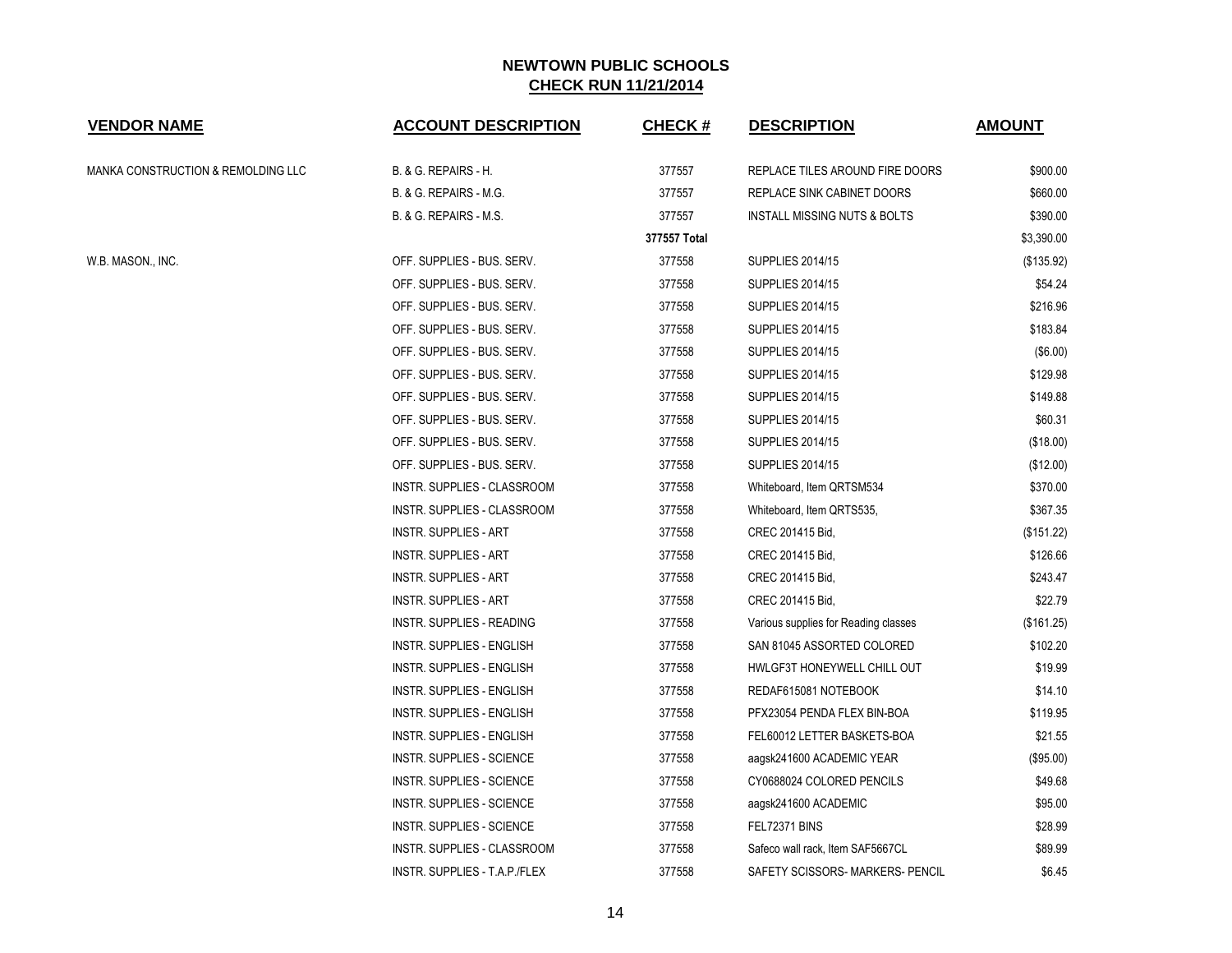# NEWTOWN PUBLIC SCHOOLS

## CHECK RUN 11/21/2014

| VENDOR NAME | ACCOUNT DESCRIPTION | CHECK # | DESCRIPTION | AMOUNT |
|---|---|---|---|---|
| MANKA CONSTRUCTION & REMOLDING LLC | B. & G. REPAIRS - H. | 377557 | REPLACE TILES AROUND FIRE DOORS | $900.00 |
| | B. & G. REPAIRS - M.G. | 377557 | REPLACE SINK CABINET DOORS | $660.00 |
| | B. & G. REPAIRS - M.S. | 377557 | INSTALL MISSING NUTS & BOLTS | $390.00 |
| | | **377557 Total** | | $3,390.00 |
| W.B. MASON., INC. | OFF. SUPPLIES - BUS. SERV. | 377558 | SUPPLIES 2014/15 | ($135.92) |
| | OFF. SUPPLIES - BUS. SERV. | 377558 | SUPPLIES 2014/15 | $54.24 |
| | OFF. SUPPLIES - BUS. SERV. | 377558 | SUPPLIES 2014/15 | $216.96 |
| | OFF. SUPPLIES - BUS. SERV. | 377558 | SUPPLIES 2014/15 | $183.84 |
| | OFF. SUPPLIES - BUS. SERV. | 377558 | SUPPLIES 2014/15 | ($6.00) |
| | OFF. SUPPLIES - BUS. SERV. | 377558 | SUPPLIES 2014/15 | $129.98 |
| | OFF. SUPPLIES - BUS. SERV. | 377558 | SUPPLIES 2014/15 | $149.88 |
| | OFF. SUPPLIES - BUS. SERV. | 377558 | SUPPLIES 2014/15 | $60.31 |
| | OFF. SUPPLIES - BUS. SERV. | 377558 | SUPPLIES 2014/15 | ($18.00) |
| | OFF. SUPPLIES - BUS. SERV. | 377558 | SUPPLIES 2014/15 | ($12.00) |
| | INSTR. SUPPLIES - CLASSROOM | 377558 | Whiteboard, Item QRTSM534 | $370.00 |
| | INSTR. SUPPLIES - CLASSROOM | 377558 | Whiteboard, Item QRTS535, | $367.35 |
| | INSTR. SUPPLIES - ART | 377558 | CREC 201415 Bid, | ($151.22) |
| | INSTR. SUPPLIES - ART | 377558 | CREC 201415 Bid, | $126.66 |
| | INSTR. SUPPLIES - ART | 377558 | CREC 201415 Bid, | $243.47 |
| | INSTR. SUPPLIES - ART | 377558 | CREC 201415 Bid, | $22.79 |
| | INSTR. SUPPLIES - READING | 377558 | Various supplies for Reading classes | ($161.25) |
| | INSTR. SUPPLIES - ENGLISH | 377558 | SAN 81045 ASSORTED COLORED | $102.20 |
| | INSTR. SUPPLIES - ENGLISH | 377558 | HWLGF3T HONEYWELL CHILL OUT | $19.99 |
| | INSTR. SUPPLIES - ENGLISH | 377558 | REDAF615081 NOTEBOOK | $14.10 |
| | INSTR. SUPPLIES - ENGLISH | 377558 | PFX23054 PENDA FLEX BIN-BOA | $119.95 |
| | INSTR. SUPPLIES - ENGLISH | 377558 | FEL60012 LETTER BASKETS-BOA | $21.55 |
| | INSTR. SUPPLIES - SCIENCE | 377558 | aagsk241600 ACADEMIC YEAR | ($95.00) |
| | INSTR. SUPPLIES - SCIENCE | 377558 | CY0688024 COLORED PENCILS | $49.68 |
| | INSTR. SUPPLIES - SCIENCE | 377558 | aagsk241600 ACADEMIC | $95.00 |
| | INSTR. SUPPLIES - SCIENCE | 377558 | FEL72371 BINS | $28.99 |
| | INSTR. SUPPLIES - CLASSROOM | 377558 | Safeco wall rack, Item SAF5667CL | $89.99 |
| | INSTR. SUPPLIES - T.A.P./FLEX | 377558 | SAFETY SCISSORS- MARKERS- PENCIL | $6.45 |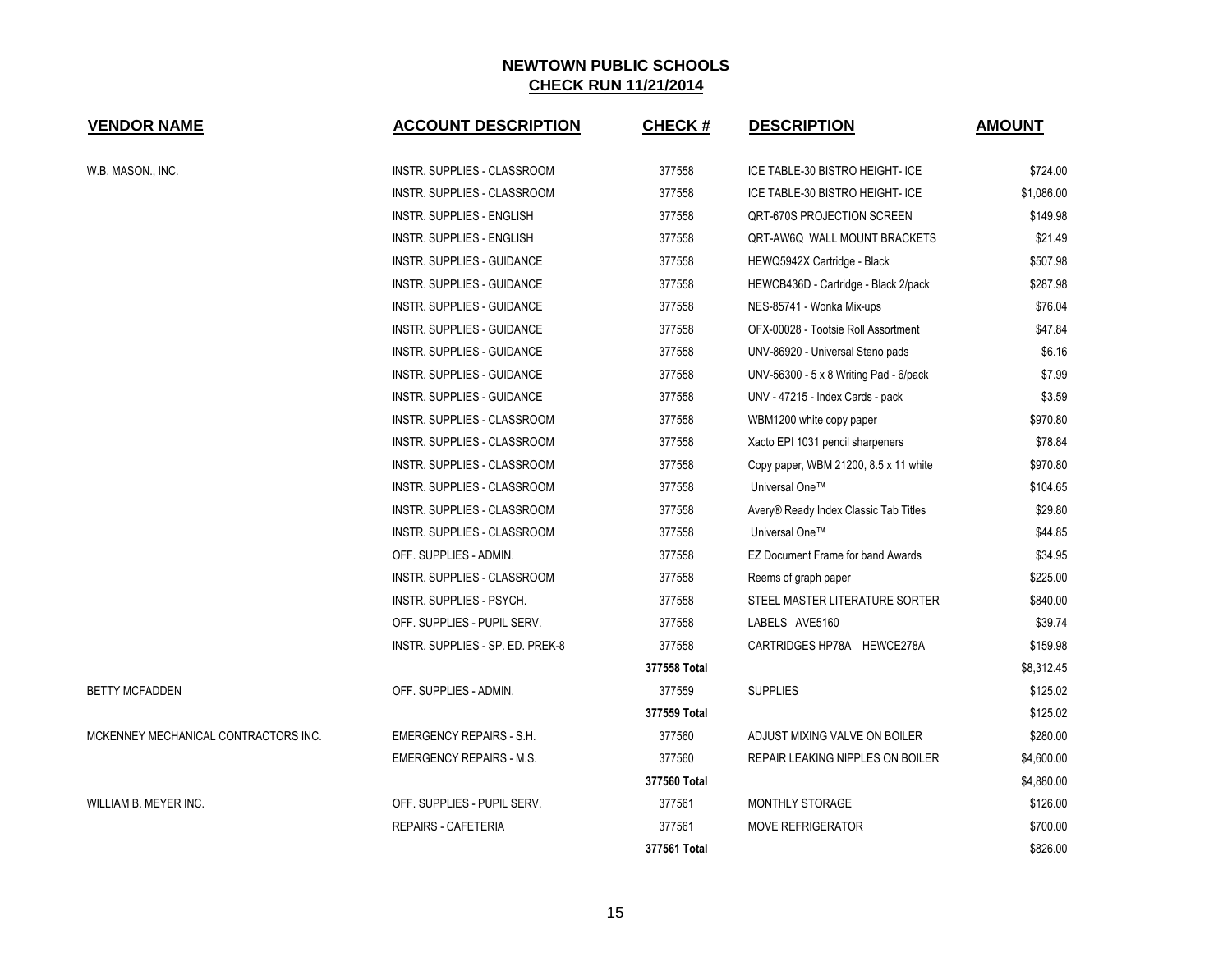# NEWTOWN PUBLIC SCHOOLS
## CHECK RUN 11/21/2014

| VENDOR NAME | ACCOUNT DESCRIPTION | CHECK # | DESCRIPTION | AMOUNT |
|---|---|---|---|---|
| W.B. MASON., INC. | INSTR. SUPPLIES - CLASSROOM | 377558 | ICE TABLE-30 BISTRO HEIGHT- ICE | $724.00 |
| | INSTR. SUPPLIES - CLASSROOM | 377558 | ICE TABLE-30 BISTRO HEIGHT- ICE | $1,086.00 |
| | INSTR. SUPPLIES - ENGLISH | 377558 | QRT-670S PROJECTION SCREEN | $149.98 |
| | INSTR. SUPPLIES - ENGLISH | 377558 | QRT-AW6Q WALL MOUNT BRACKETS | $21.49 |
| | INSTR. SUPPLIES - GUIDANCE | 377558 | HEWQ5942X Cartridge - Black | $507.98 |
| | INSTR. SUPPLIES - GUIDANCE | 377558 | HEWCB436D - Cartridge - Black 2/pack | $287.98 |
| | INSTR. SUPPLIES - GUIDANCE | 377558 | NES-85741 - Wonka Mix-ups | $76.04 |
| | INSTR. SUPPLIES - GUIDANCE | 377558 | OFX-00028 - Tootsie Roll Assortment | $47.84 |
| | INSTR. SUPPLIES - GUIDANCE | 377558 | UNV-86920 - Universal Steno pads | $6.16 |
| | INSTR. SUPPLIES - GUIDANCE | 377558 | UNV-56300 - 5 x 8 Writing Pad - 6/pack | $7.99 |
| | INSTR. SUPPLIES - GUIDANCE | 377558 | UNV - 47215 - Index Cards - pack | $3.59 |
| | INSTR. SUPPLIES - CLASSROOM | 377558 | WBM1200 white copy paper | $970.80 |
| | INSTR. SUPPLIES - CLASSROOM | 377558 | Xacto EPI 1031 pencil sharpeners | $78.84 |
| | INSTR. SUPPLIES - CLASSROOM | 377558 | Copy paper, WBM 21200, 8.5 x 11 white | $970.80 |
| | INSTR. SUPPLIES - CLASSROOM | 377558 | Universal One™ | $104.65 |
| | INSTR. SUPPLIES - CLASSROOM | 377558 | Avery® Ready Index Classic Tab Titles | $29.80 |
| | INSTR. SUPPLIES - CLASSROOM | 377558 | Universal One™ | $44.85 |
| | OFF. SUPPLIES - ADMIN. | 377558 | EZ Document Frame for band Awards | $34.95 |
| | INSTR. SUPPLIES - CLASSROOM | 377558 | Reems of graph paper | $225.00 |
| | INSTR. SUPPLIES - PSYCH. | 377558 | STEEL MASTER LITERATURE SORTER | $840.00 |
| | OFF. SUPPLIES - PUPIL SERV. | 377558 | LABELS AVE5160 | $39.74 |
| | INSTR. SUPPLIES - SP. ED. PREK-8 | 377558 | CARTRIDGES HP78A HEWCE278A | $159.98 |
| | | **377558 Total** | | $8,312.45 |
| BETTY MCFADDEN | OFF. SUPPLIES - ADMIN. | 377559 | SUPPLIES | $125.02 |
| | | **377559 Total** | | $125.02 |
| MCKENNEY MECHANICAL CONTRACTORS INC. | EMERGENCY REPAIRS - S.H. | 377560 | ADJUST MIXING VALVE ON BOILER | $280.00 |
| | EMERGENCY REPAIRS - M.S. | 377560 | REPAIR LEAKING NIPPLES ON BOILER | $4,600.00 |
| | | **377560 Total** | | $4,880.00 |
| WILLIAM B. MEYER INC. | OFF. SUPPLIES - PUPIL SERV. | 377561 | MONTHLY STORAGE | $126.00 |
| | REPAIRS - CAFETERIA | 377561 | MOVE REFRIGERATOR | $700.00 |
| | | **377561 Total** | | $826.00 |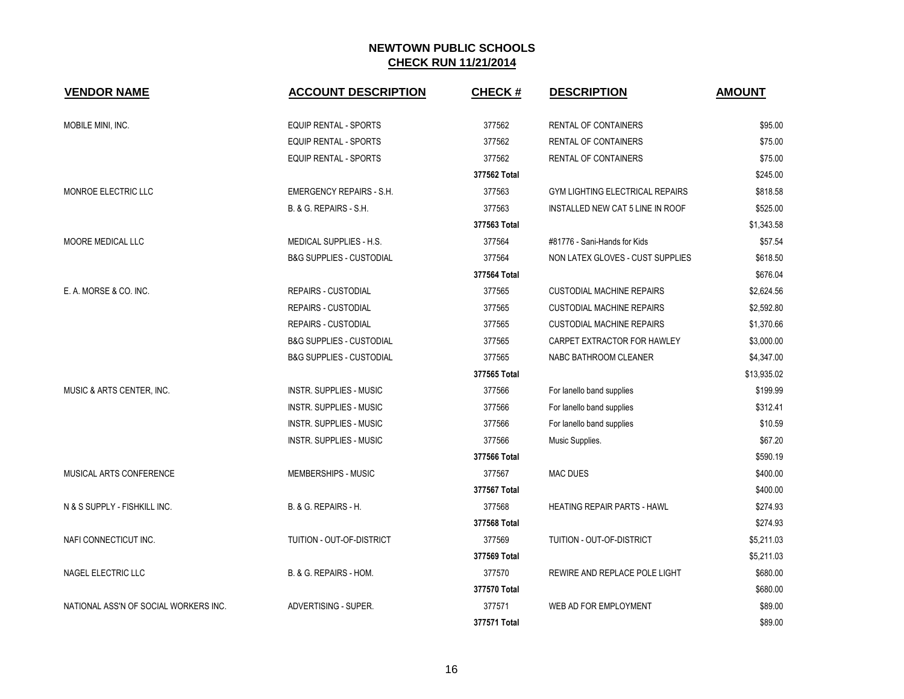# NEWTOWN PUBLIC SCHOOLS
## CHECK RUN 11/21/2014

| VENDOR NAME | ACCOUNT DESCRIPTION | CHECK # | DESCRIPTION | AMOUNT |
|---|---|---|---|---|
| MOBILE MINI, INC. | EQUIP RENTAL - SPORTS | 377562 | RENTAL OF CONTAINERS | $95.00 |
| | EQUIP RENTAL - SPORTS | 377562 | RENTAL OF CONTAINERS | $75.00 |
| | EQUIP RENTAL - SPORTS | 377562 | RENTAL OF CONTAINERS | $75.00 |
| | | **377562 Total** | | $245.00 |
| MONROE ELECTRIC LLC | EMERGENCY REPAIRS - S.H. | 377563 | GYM LIGHTING ELECTRICAL REPAIRS | $818.58 |
| | B. & G. REPAIRS - S.H. | 377563 | INSTALLED NEW CAT 5 LINE IN ROOF | $525.00 |
| | | **377563 Total** | | $1,343.58 |
| MOORE MEDICAL LLC | MEDICAL SUPPLIES - H.S. | 377564 | #81776 - Sani-Hands for Kids | $57.54 |
| | B&G SUPPLIES - CUSTODIAL | 377564 | NON LATEX GLOVES - CUST SUPPLIES | $618.50 |
| | | **377564 Total** | | $676.04 |
| E. A. MORSE & CO. INC. | REPAIRS - CUSTODIAL | 377565 | CUSTODIAL MACHINE REPAIRS | $2,624.56 |
| | REPAIRS - CUSTODIAL | 377565 | CUSTODIAL MACHINE REPAIRS | $2,592.80 |
| | REPAIRS - CUSTODIAL | 377565 | CUSTODIAL MACHINE REPAIRS | $1,370.66 |
| | B&G SUPPLIES - CUSTODIAL | 377565 | CARPET EXTRACTOR FOR HAWLEY | $3,000.00 |
| | B&G SUPPLIES - CUSTODIAL | 377565 | NABC BATHROOM CLEANER | $4,347.00 |
| | | **377565 Total** | | $13,935.02 |
| MUSIC & ARTS CENTER, INC. | INSTR. SUPPLIES - MUSIC | 377566 | For Ianello band supplies | $199.99 |
| | INSTR. SUPPLIES - MUSIC | 377566 | For Ianello band supplies | $312.41 |
| | INSTR. SUPPLIES - MUSIC | 377566 | For Ianello band supplies | $10.59 |
| | INSTR. SUPPLIES - MUSIC | 377566 | Music Supplies. | $67.20 |
| | | **377566 Total** | | $590.19 |
| MUSICAL ARTS CONFERENCE | MEMBERSHIPS - MUSIC | 377567 | MAC DUES | $400.00 |
| | | **377567 Total** | | $400.00 |
| N & S SUPPLY - FISHKILL INC. | B. & G. REPAIRS - H. | 377568 | HEATING REPAIR PARTS - HAWL | $274.93 |
| | | **377568 Total** | | $274.93 |
| NAFI CONNECTICUT INC. | TUITION - OUT-OF-DISTRICT | 377569 | TUITION - OUT-OF-DISTRICT | $5,211.03 |
| | | **377569 Total** | | $5,211.03 |
| NAGEL ELECTRIC LLC | B. & G. REPAIRS - HOM. | 377570 | REWIRE AND REPLACE POLE LIGHT | $680.00 |
| | | **377570 Total** | | $680.00 |
| NATIONAL ASS'N OF SOCIAL WORKERS INC. | ADVERTISING - SUPER. | 377571 | WEB AD FOR EMPLOYMENT | $89.00 |
| | | **377571 Total** | | $89.00 |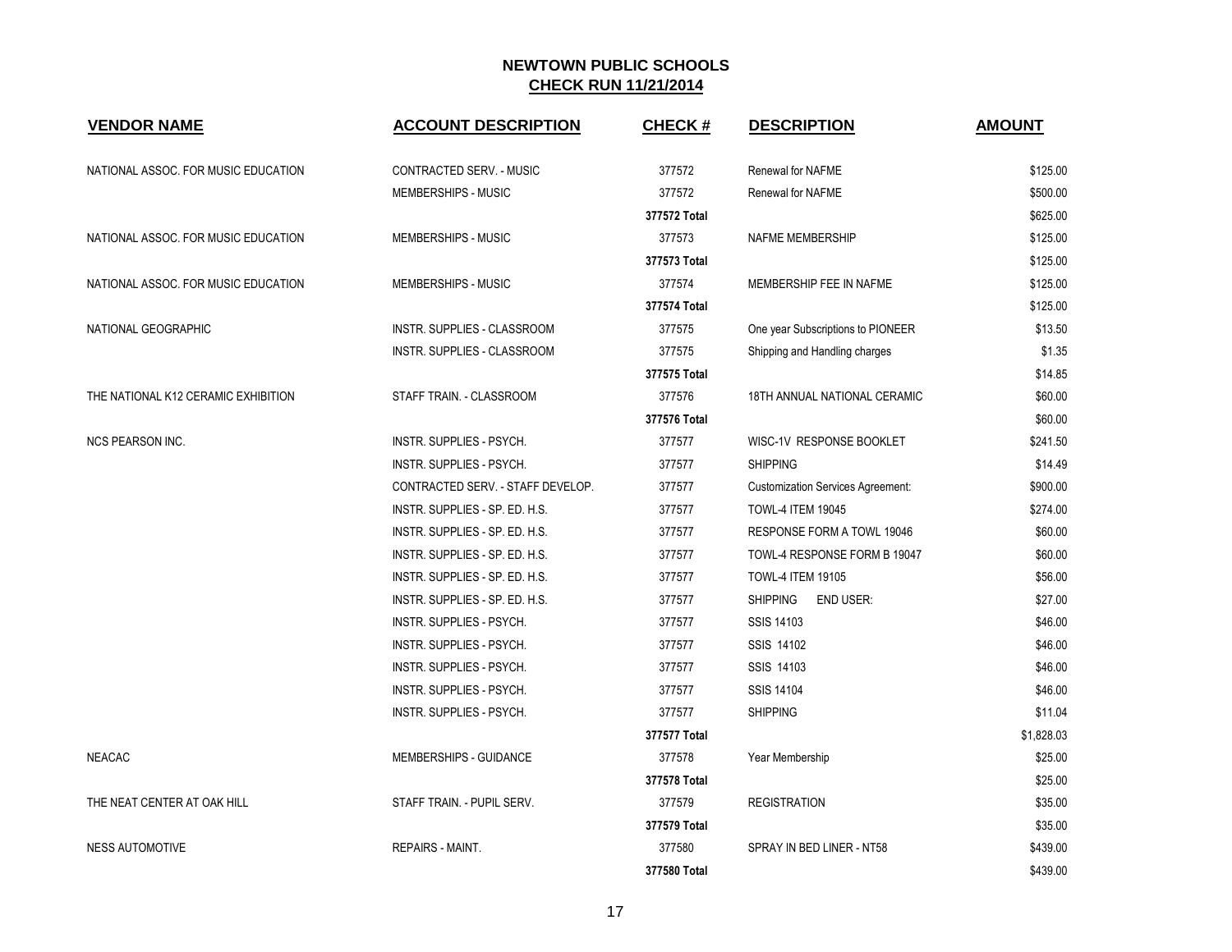# NEWTOWN PUBLIC SCHOOLS

## CHECK RUN 11/21/2014

| VENDOR NAME | ACCOUNT DESCRIPTION | CHECK # | DESCRIPTION | AMOUNT |
|---|---|---|---|---|
| NATIONAL ASSOC. FOR MUSIC EDUCATION | CONTRACTED SERV. - MUSIC | 377572 | Renewal for NAFME | $125.00 |
| | MEMBERSHIPS - MUSIC | 377572 | Renewal for NAFME | $500.00 |
| | | **377572 Total** | | $625.00 |
| NATIONAL ASSOC. FOR MUSIC EDUCATION | MEMBERSHIPS - MUSIC | 377573 | NAFME MEMBERSHIP | $125.00 |
| | | **377573 Total** | | $125.00 |
| NATIONAL ASSOC. FOR MUSIC EDUCATION | MEMBERSHIPS - MUSIC | 377574 | MEMBERSHIP FEE IN NAFME | $125.00 |
| | | **377574 Total** | | $125.00 |
| NATIONAL GEOGRAPHIC | INSTR. SUPPLIES - CLASSROOM | 377575 | One year Subscriptions to PIONEER | $13.50 |
| | INSTR. SUPPLIES - CLASSROOM | 377575 | Shipping and Handling charges | $1.35 |
| | | **377575 Total** | | $14.85 |
| THE NATIONAL K12 CERAMIC EXHIBITION | STAFF TRAIN. - CLASSROOM | 377576 | 18TH ANNUAL NATIONAL CERAMIC | $60.00 |
| | | **377576 Total** | | $60.00 |
| NCS PEARSON INC. | INSTR. SUPPLIES - PSYCH. | 377577 | WISC-1V RESPONSE BOOKLET | $241.50 |
| | INSTR. SUPPLIES - PSYCH. | 377577 | SHIPPING | $14.49 |
| | CONTRACTED SERV. - STAFF DEVELOP. | 377577 | Customization Services Agreement: | $900.00 |
| | INSTR. SUPPLIES - SP. ED. H.S. | 377577 | TOWL-4 ITEM 19045 | $274.00 |
| | INSTR. SUPPLIES - SP. ED. H.S. | 377577 | RESPONSE FORM A TOWL 19046 | $60.00 |
| | INSTR. SUPPLIES - SP. ED. H.S. | 377577 | TOWL-4 RESPONSE FORM B 19047 | $60.00 |
| | INSTR. SUPPLIES - SP. ED. H.S. | 377577 | TOWL-4 ITEM 19105 | $56.00 |
| | INSTR. SUPPLIES - SP. ED. H.S. | 377577 | SHIPPING END USER: | $27.00 |
| | INSTR. SUPPLIES - PSYCH. | 377577 | SSIS 14103 | $46.00 |
| | INSTR. SUPPLIES - PSYCH. | 377577 | SSIS 14102 | $46.00 |
| | INSTR. SUPPLIES - PSYCH. | 377577 | SSIS 14103 | $46.00 |
| | INSTR. SUPPLIES - PSYCH. | 377577 | SSIS 14104 | $46.00 |
| | INSTR. SUPPLIES - PSYCH. | 377577 | SHIPPING | $11.04 |
| | | **377577 Total** | | $1,828.03 |
| NEACAC | MEMBERSHIPS - GUIDANCE | 377578 | Year Membership | $25.00 |
| | | **377578 Total** | | $25.00 |
| THE NEAT CENTER AT OAK HILL | STAFF TRAIN. - PUPIL SERV. | 377579 | REGISTRATION | $35.00 |
| | | **377579 Total** | | $35.00 |
| NESS AUTOMOTIVE | REPAIRS - MAINT. | 377580 | SPRAY IN BED LINER - NT58 | $439.00 |
| | | **377580 Total** | | $439.00 |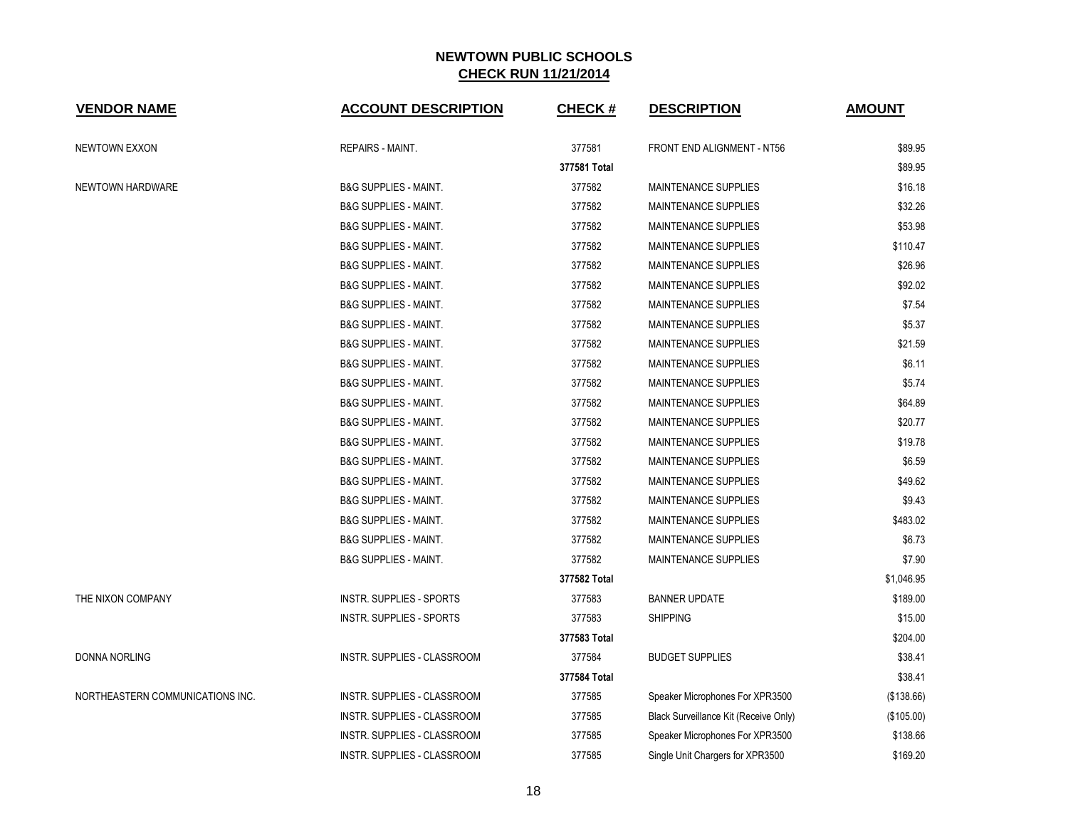# NEWTOWN PUBLIC SCHOOLS

## CHECK RUN 11/21/2014

| VENDOR NAME | ACCOUNT DESCRIPTION | CHECK # | DESCRIPTION | AMOUNT |
|---|---|---|---|---|
| NEWTOWN EXXON | REPAIRS - MAINT. | 377581 | FRONT END ALIGNMENT - NT56 | $89.95 |
| | | **377581 Total** | | $89.95 |
| NEWTOWN HARDWARE | B&G SUPPLIES - MAINT. | 377582 | MAINTENANCE SUPPLIES | $16.18 |
| | B&G SUPPLIES - MAINT. | 377582 | MAINTENANCE SUPPLIES | $32.26 |
| | B&G SUPPLIES - MAINT. | 377582 | MAINTENANCE SUPPLIES | $53.98 |
| | B&G SUPPLIES - MAINT. | 377582 | MAINTENANCE SUPPLIES | $110.47 |
| | B&G SUPPLIES - MAINT. | 377582 | MAINTENANCE SUPPLIES | $26.96 |
| | B&G SUPPLIES - MAINT. | 377582 | MAINTENANCE SUPPLIES | $92.02 |
| | B&G SUPPLIES - MAINT. | 377582 | MAINTENANCE SUPPLIES | $7.54 |
| | B&G SUPPLIES - MAINT. | 377582 | MAINTENANCE SUPPLIES | $5.37 |
| | B&G SUPPLIES - MAINT. | 377582 | MAINTENANCE SUPPLIES | $21.59 |
| | B&G SUPPLIES - MAINT. | 377582 | MAINTENANCE SUPPLIES | $6.11 |
| | B&G SUPPLIES - MAINT. | 377582 | MAINTENANCE SUPPLIES | $5.74 |
| | B&G SUPPLIES - MAINT. | 377582 | MAINTENANCE SUPPLIES | $64.89 |
| | B&G SUPPLIES - MAINT. | 377582 | MAINTENANCE SUPPLIES | $20.77 |
| | B&G SUPPLIES - MAINT. | 377582 | MAINTENANCE SUPPLIES | $19.78 |
| | B&G SUPPLIES - MAINT. | 377582 | MAINTENANCE SUPPLIES | $6.59 |
| | B&G SUPPLIES - MAINT. | 377582 | MAINTENANCE SUPPLIES | $49.62 |
| | B&G SUPPLIES - MAINT. | 377582 | MAINTENANCE SUPPLIES | $9.43 |
| | B&G SUPPLIES - MAINT. | 377582 | MAINTENANCE SUPPLIES | $483.02 |
| | B&G SUPPLIES - MAINT. | 377582 | MAINTENANCE SUPPLIES | $6.73 |
| | B&G SUPPLIES - MAINT. | 377582 | MAINTENANCE SUPPLIES | $7.90 |
| | | **377582 Total** | | $1,046.95 |
| THE NIXON COMPANY | INSTR. SUPPLIES - SPORTS | 377583 | BANNER UPDATE | $189.00 |
| | INSTR. SUPPLIES - SPORTS | 377583 | SHIPPING | $15.00 |
| | | **377583 Total** | | $204.00 |
| DONNA NORLING | INSTR. SUPPLIES - CLASSROOM | 377584 | BUDGET SUPPLIES | $38.41 |
| | | **377584 Total** | | $38.41 |
| NORTHEASTERN COMMUNICATIONS INC. | INSTR. SUPPLIES - CLASSROOM | 377585 | Speaker Microphones For XPR3500 | ($138.66) |
| | INSTR. SUPPLIES - CLASSROOM | 377585 | Black Surveillance Kit (Receive Only) | ($105.00) |
| | INSTR. SUPPLIES - CLASSROOM | 377585 | Speaker Microphones For XPR3500 | $138.66 |
| | INSTR. SUPPLIES - CLASSROOM | 377585 | Single Unit Chargers for XPR3500 | $169.20 |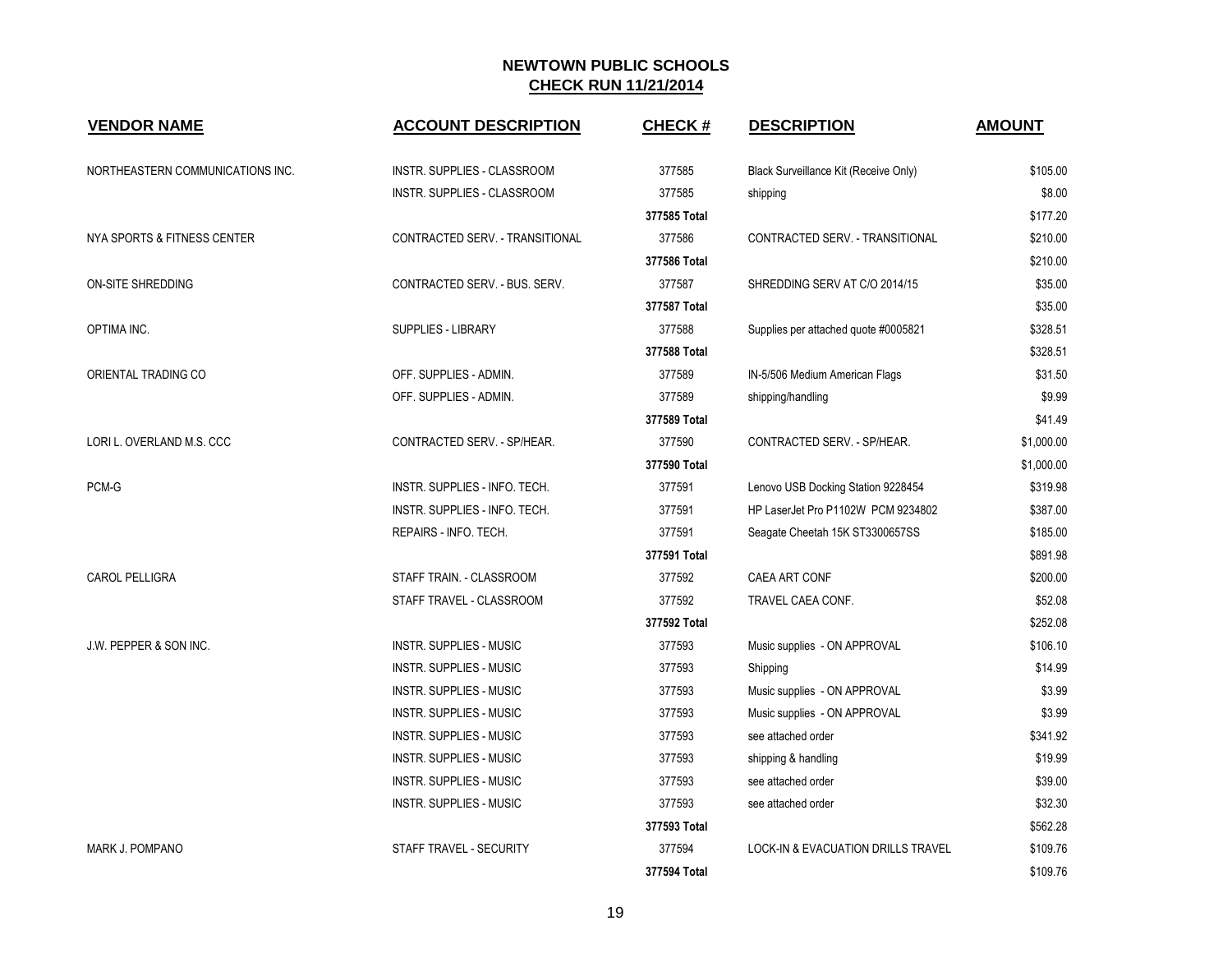# NEWTOWN PUBLIC SCHOOLS

## CHECK RUN 11/21/2014

| VENDOR NAME | ACCOUNT DESCRIPTION | CHECK # | DESCRIPTION | AMOUNT |
|---|---|---|---|---|
| NORTHEASTERN COMMUNICATIONS INC. | INSTR. SUPPLIES - CLASSROOM | 377585 | Black Surveillance Kit (Receive Only) | $105.00 |
| | INSTR. SUPPLIES - CLASSROOM | 377585 | shipping | $8.00 |
| | | **377585 Total** | | $177.20 |
| NYA SPORTS & FITNESS CENTER | CONTRACTED SERV. - TRANSITIONAL | 377586 | CONTRACTED SERV. - TRANSITIONAL | $210.00 |
| | | **377586 Total** | | $210.00 |
| ON-SITE SHREDDING | CONTRACTED SERV. - BUS. SERV. | 377587 | SHREDDING SERV AT C/O 2014/15 | $35.00 |
| | | **377587 Total** | | $35.00 |
| OPTIMA INC. | SUPPLIES - LIBRARY | 377588 | Supplies per attached quote #0005821 | $328.51 |
| | | **377588 Total** | | $328.51 |
| ORIENTAL TRADING CO | OFF. SUPPLIES - ADMIN. | 377589 | IN-5/506 Medium American Flags | $31.50 |
| | OFF. SUPPLIES - ADMIN. | 377589 | shipping/handling | $9.99 |
| | | **377589 Total** | | $41.49 |
| LORI L. OVERLAND M.S. CCC | CONTRACTED SERV. - SP/HEAR. | 377590 | CONTRACTED SERV. - SP/HEAR. | $1,000.00 |
| | | **377590 Total** | | $1,000.00 |
| PCM-G | INSTR. SUPPLIES - INFO. TECH. | 377591 | Lenovo USB Docking Station 9228454 | $319.98 |
| | INSTR. SUPPLIES - INFO. TECH. | 377591 | HP LaserJet Pro P1102W PCM 9234802 | $387.00 |
| | REPAIRS - INFO. TECH. | 377591 | Seagate Cheetah 15K ST3300657SS | $185.00 |
| | | **377591 Total** | | $891.98 |
| CAROL PELLIGRA | STAFF TRAIN. - CLASSROOM | 377592 | CAEA ART CONF | $200.00 |
| | STAFF TRAVEL - CLASSROOM | 377592 | TRAVEL CAEA CONF. | $52.08 |
| | | **377592 Total** | | $252.08 |
| J.W. PEPPER & SON INC. | INSTR. SUPPLIES - MUSIC | 377593 | Music supplies - ON APPROVAL | $106.10 |
| | INSTR. SUPPLIES - MUSIC | 377593 | Shipping | $14.99 |
| | INSTR. SUPPLIES - MUSIC | 377593 | Music supplies - ON APPROVAL | $3.99 |
| | INSTR. SUPPLIES - MUSIC | 377593 | Music supplies - ON APPROVAL | $3.99 |
| | INSTR. SUPPLIES - MUSIC | 377593 | see attached order | $341.92 |
| | INSTR. SUPPLIES - MUSIC | 377593 | shipping & handling | $19.99 |
| | INSTR. SUPPLIES - MUSIC | 377593 | see attached order | $39.00 |
| | INSTR. SUPPLIES - MUSIC | 377593 | see attached order | $32.30 |
| | | **377593 Total** | | $562.28 |
| MARK J. POMPANO | STAFF TRAVEL - SECURITY | 377594 | LOCK-IN & EVACUATION DRILLS TRAVEL | $109.76 |
| | | **377594 Total** | | $109.76 |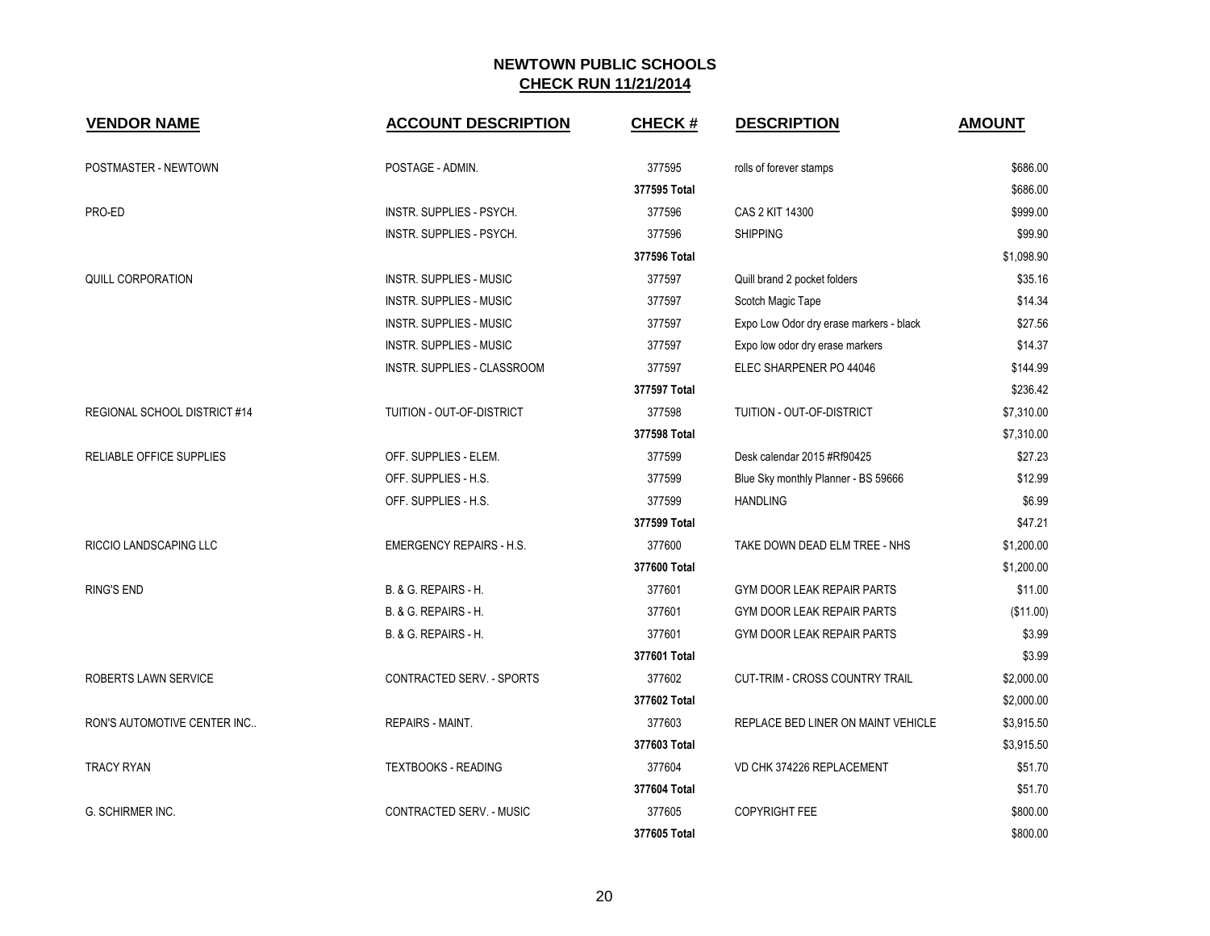## NEWTOWN PUBLIC SCHOOLS
## CHECK RUN 11/21/2014

| VENDOR NAME | ACCOUNT DESCRIPTION | CHECK # | DESCRIPTION | AMOUNT |
|---|---|---|---|---|
| POSTMASTER - NEWTOWN | POSTAGE - ADMIN. | 377595 | rolls of forever stamps | $686.00 |
| | | 377595 Total | | $686.00 |
| PRO-ED | INSTR. SUPPLIES - PSYCH. | 377596 | CAS 2 KIT 14300 | $999.00 |
| | INSTR. SUPPLIES - PSYCH. | 377596 | SHIPPING | $99.90 |
| | | 377596 Total | | $1,098.90 |
| QUILL CORPORATION | INSTR. SUPPLIES - MUSIC | 377597 | Quill brand 2 pocket folders | $35.16 |
| | INSTR. SUPPLIES - MUSIC | 377597 | Scotch Magic Tape | $14.34 |
| | INSTR. SUPPLIES - MUSIC | 377597 | Expo Low Odor dry erase markers - black | $27.56 |
| | INSTR. SUPPLIES - MUSIC | 377597 | Expo low odor dry erase markers | $14.37 |
| | INSTR. SUPPLIES - CLASSROOM | 377597 | ELEC SHARPENER PO 44046 | $144.99 |
| | | 377597 Total | | $236.42 |
| REGIONAL SCHOOL DISTRICT #14 | TUITION - OUT-OF-DISTRICT | 377598 | TUITION - OUT-OF-DISTRICT | $7,310.00 |
| | | 377598 Total | | $7,310.00 |
| RELIABLE OFFICE SUPPLIES | OFF. SUPPLIES - ELEM. | 377599 | Desk calendar 2015 #Rf90425 | $27.23 |
| | OFF. SUPPLIES - H.S. | 377599 | Blue Sky monthly Planner - BS 59666 | $12.99 |
| | OFF. SUPPLIES - H.S. | 377599 | HANDLING | $6.99 |
| | | 377599 Total | | $47.21 |
| RICCIO LANDSCAPING LLC | EMERGENCY REPAIRS - H.S. | 377600 | TAKE DOWN DEAD ELM TREE - NHS | $1,200.00 |
| | | 377600 Total | | $1,200.00 |
| RING'S END | B. & G. REPAIRS - H. | 377601 | GYM DOOR LEAK REPAIR PARTS | $11.00 |
| | B. & G. REPAIRS - H. | 377601 | GYM DOOR LEAK REPAIR PARTS | ($11.00) |
| | B. & G. REPAIRS - H. | 377601 | GYM DOOR LEAK REPAIR PARTS | $3.99 |
| | | 377601 Total | | $3.99 |
| ROBERTS LAWN SERVICE | CONTRACTED SERV. - SPORTS | 377602 | CUT-TRIM - CROSS COUNTRY TRAIL | $2,000.00 |
| | | 377602 Total | | $2,000.00 |
| RON'S AUTOMOTIVE CENTER INC.. | REPAIRS - MAINT. | 377603 | REPLACE BED LINER ON MAINT VEHICLE | $3,915.50 |
| | | 377603 Total | | $3,915.50 |
| TRACY RYAN | TEXTBOOKS - READING | 377604 | VD CHK 374226 REPLACEMENT | $51.70 |
| | | 377604 Total | | $51.70 |
| G. SCHIRMER INC. | CONTRACTED SERV. - MUSIC | 377605 | COPYRIGHT FEE | $800.00 |
| | | 377605 Total | | $800.00 |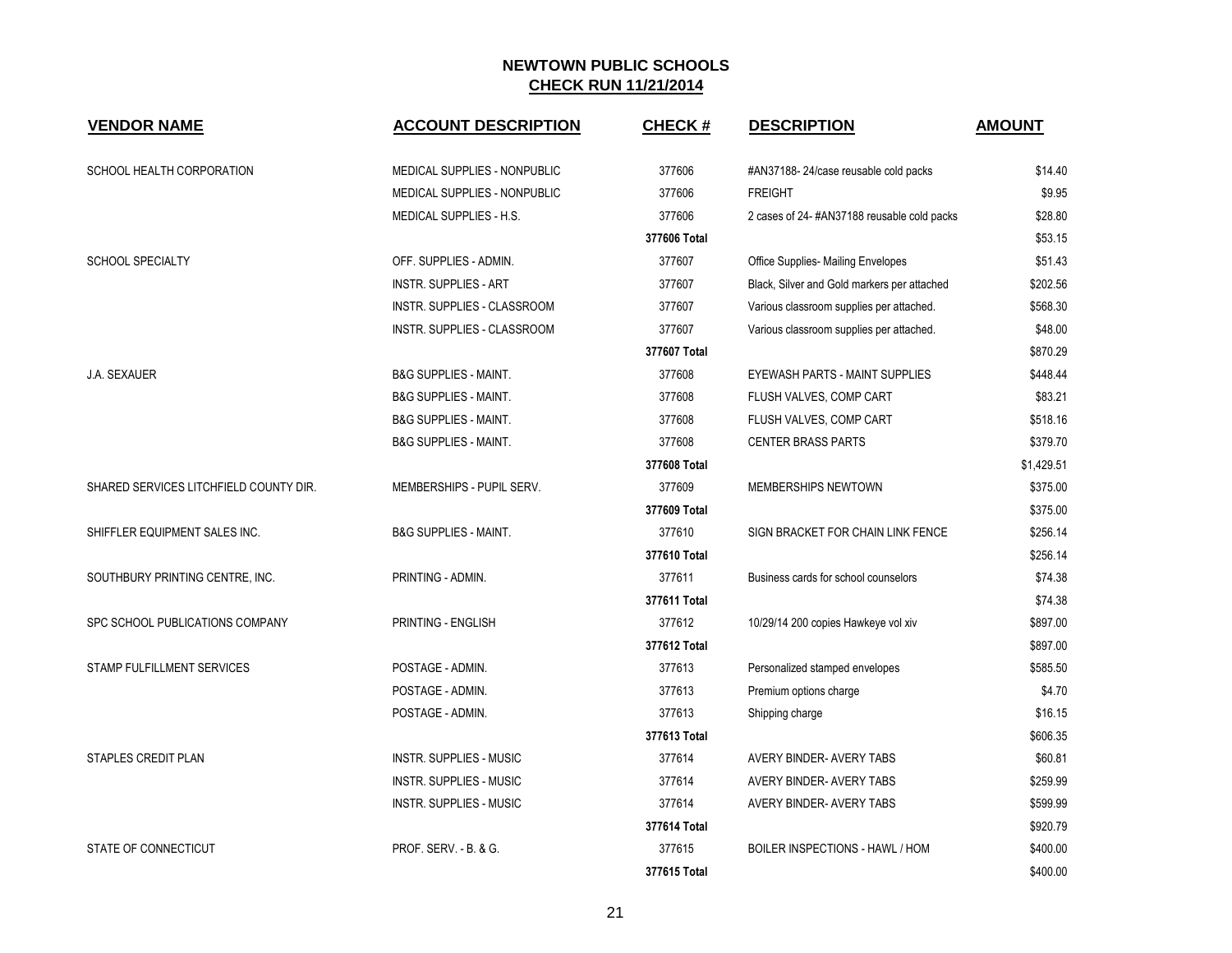## NEWTOWN PUBLIC SCHOOLS
## CHECK RUN 11/21/2014

| VENDOR NAME | ACCOUNT DESCRIPTION | CHECK # | DESCRIPTION | AMOUNT |
|---|---|---|---|---|
| SCHOOL HEALTH CORPORATION | MEDICAL SUPPLIES - NONPUBLIC | 377606 | #AN37188- 24/case reusable cold packs | $14.40 |
| | MEDICAL SUPPLIES - NONPUBLIC | 377606 | FREIGHT | $9.95 |
| | MEDICAL SUPPLIES - H.S. | 377606 | 2 cases of 24- #AN37188 reusable cold packs | $28.80 |
| | | **377606 Total** | | $53.15 |
| SCHOOL SPECIALTY | OFF. SUPPLIES - ADMIN. | 377607 | Office Supplies- Mailing Envelopes | $51.43 |
| | INSTR. SUPPLIES - ART | 377607 | Black, Silver and Gold markers per attached | $202.56 |
| | INSTR. SUPPLIES - CLASSROOM | 377607 | Various classroom supplies per attached. | $568.30 |
| | INSTR. SUPPLIES - CLASSROOM | 377607 | Various classroom supplies per attached. | $48.00 |
| | | **377607 Total** | | $870.29 |
| J.A. SEXAUER | B&G SUPPLIES - MAINT. | 377608 | EYEWASH PARTS - MAINT SUPPLIES | $448.44 |
| | B&G SUPPLIES - MAINT. | 377608 | FLUSH VALVES, COMP CART | $83.21 |
| | B&G SUPPLIES - MAINT. | 377608 | FLUSH VALVES, COMP CART | $518.16 |
| | B&G SUPPLIES - MAINT. | 377608 | CENTER BRASS PARTS | $379.70 |
| | | **377608 Total** | | $1,429.51 |
| SHARED SERVICES LITCHFIELD COUNTY DIR. | MEMBERSHIPS - PUPIL SERV. | 377609 | MEMBERSHIPS NEWTOWN | $375.00 |
| | | **377609 Total** | | $375.00 |
| SHIFFLER EQUIPMENT SALES INC. | B&G SUPPLIES - MAINT. | 377610 | SIGN BRACKET FOR CHAIN LINK FENCE | $256.14 |
| | | **377610 Total** | | $256.14 |
| SOUTHBURY PRINTING CENTRE, INC. | PRINTING - ADMIN. | 377611 | Business cards for school counselors | $74.38 |
| | | **377611 Total** | | $74.38 |
| SPC SCHOOL PUBLICATIONS COMPANY | PRINTING - ENGLISH | 377612 | 10/29/14 200 copies Hawkeye vol xiv | $897.00 |
| | | **377612 Total** | | $897.00 |
| STAMP FULFILLMENT SERVICES | POSTAGE - ADMIN. | 377613 | Personalized stamped envelopes | $585.50 |
| | POSTAGE - ADMIN. | 377613 | Premium options charge | $4.70 |
| | POSTAGE - ADMIN. | 377613 | Shipping charge | $16.15 |
| | | **377613 Total** | | $606.35 |
| STAPLES CREDIT PLAN | INSTR. SUPPLIES - MUSIC | 377614 | AVERY BINDER- AVERY TABS | $60.81 |
| | INSTR. SUPPLIES - MUSIC | 377614 | AVERY BINDER- AVERY TABS | $259.99 |
| | INSTR. SUPPLIES - MUSIC | 377614 | AVERY BINDER- AVERY TABS | $599.99 |
| | | **377614 Total** | | $920.79 |
| STATE OF CONNECTICUT | PROF. SERV. - B. & G. | 377615 | BOILER INSPECTIONS - HAWL / HOM | $400.00 |
| | | **377615 Total** | | $400.00 |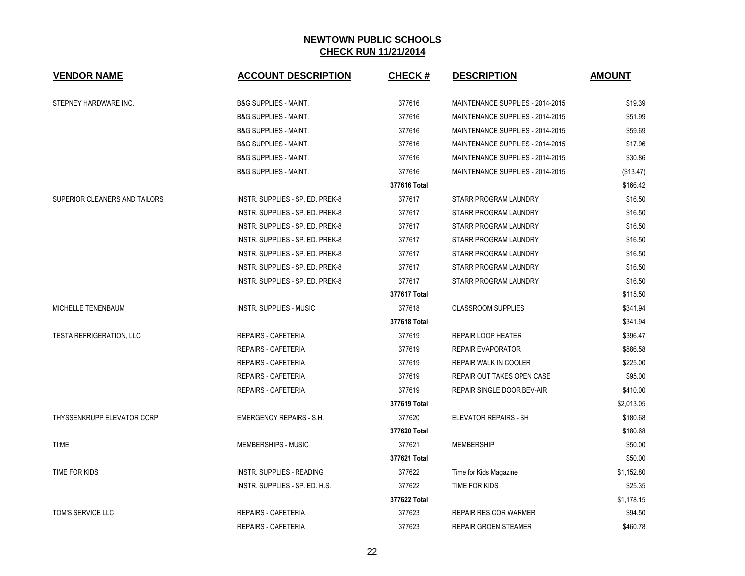# NEWTOWN PUBLIC SCHOOLS

## CHECK RUN 11/21/2014

| VENDOR NAME | ACCOUNT DESCRIPTION | CHECK # | DESCRIPTION | AMOUNT |
|---|---|---|---|---|
| STEPNEY HARDWARE INC. | B&G SUPPLIES - MAINT. | 377616 | MAINTENANCE SUPPLIES - 2014-2015 | $19.39 |
| | B&G SUPPLIES - MAINT. | 377616 | MAINTENANCE SUPPLIES - 2014-2015 | $51.99 |
| | B&G SUPPLIES - MAINT. | 377616 | MAINTENANCE SUPPLIES - 2014-2015 | $59.69 |
| | B&G SUPPLIES - MAINT. | 377616 | MAINTENANCE SUPPLIES - 2014-2015 | $17.96 |
| | B&G SUPPLIES - MAINT. | 377616 | MAINTENANCE SUPPLIES - 2014-2015 | $30.86 |
| | B&G SUPPLIES - MAINT. | 377616 | MAINTENANCE SUPPLIES - 2014-2015 | ($13.47) |
| | | **377616 Total** | | $166.42 |
| SUPERIOR CLEANERS AND TAILORS | INSTR. SUPPLIES - SP. ED. PREK-8 | 377617 | STARR PROGRAM LAUNDRY | $16.50 |
| | INSTR. SUPPLIES - SP. ED. PREK-8 | 377617 | STARR PROGRAM LAUNDRY | $16.50 |
| | INSTR. SUPPLIES - SP. ED. PREK-8 | 377617 | STARR PROGRAM LAUNDRY | $16.50 |
| | INSTR. SUPPLIES - SP. ED. PREK-8 | 377617 | STARR PROGRAM LAUNDRY | $16.50 |
| | INSTR. SUPPLIES - SP. ED. PREK-8 | 377617 | STARR PROGRAM LAUNDRY | $16.50 |
| | INSTR. SUPPLIES - SP. ED. PREK-8 | 377617 | STARR PROGRAM LAUNDRY | $16.50 |
| | INSTR. SUPPLIES - SP. ED. PREK-8 | 377617 | STARR PROGRAM LAUNDRY | $16.50 |
| | | **377617 Total** | | $115.50 |
| MICHELLE TENENBAUM | INSTR. SUPPLIES - MUSIC | 377618 | CLASSROOM SUPPLIES | $341.94 |
| | | **377618 Total** | | $341.94 |
| TESTA REFRIGERATION, LLC | REPAIRS - CAFETERIA | 377619 | REPAIR LOOP HEATER | $396.47 |
| | REPAIRS - CAFETERIA | 377619 | REPAIR EVAPORATOR | $886.58 |
| | REPAIRS - CAFETERIA | 377619 | REPAIR WALK IN COOLER | $225.00 |
| | REPAIRS - CAFETERIA | 377619 | REPAIR OUT TAKES OPEN CASE | $95.00 |
| | REPAIRS - CAFETERIA | 377619 | REPAIR SINGLE DOOR BEV-AIR | $410.00 |
| | | **377619 Total** | | $2,013.05 |
| THYSSENKRUPP ELEVATOR CORP | EMERGENCY REPAIRS - S.H. | 377620 | ELEVATOR REPAIRS - SH | $180.68 |
| | | **377620 Total** | | $180.68 |
| TI:ME | MEMBERSHIPS - MUSIC | 377621 | MEMBERSHIP | $50.00 |
| | | **377621 Total** | | $50.00 |
| TIME FOR KIDS | INSTR. SUPPLIES - READING | 377622 | Time for Kids Magazine | $1,152.80 |
| | INSTR. SUPPLIES - SP. ED. H.S. | 377622 | TIME FOR KIDS | $25.35 |
| | | **377622 Total** | | $1,178.15 |
| TOM'S SERVICE LLC | REPAIRS - CAFETERIA | 377623 | REPAIR RES COR WARMER | $94.50 |
| | REPAIRS - CAFETERIA | 377623 | REPAIR GROEN STEAMER | $460.78 |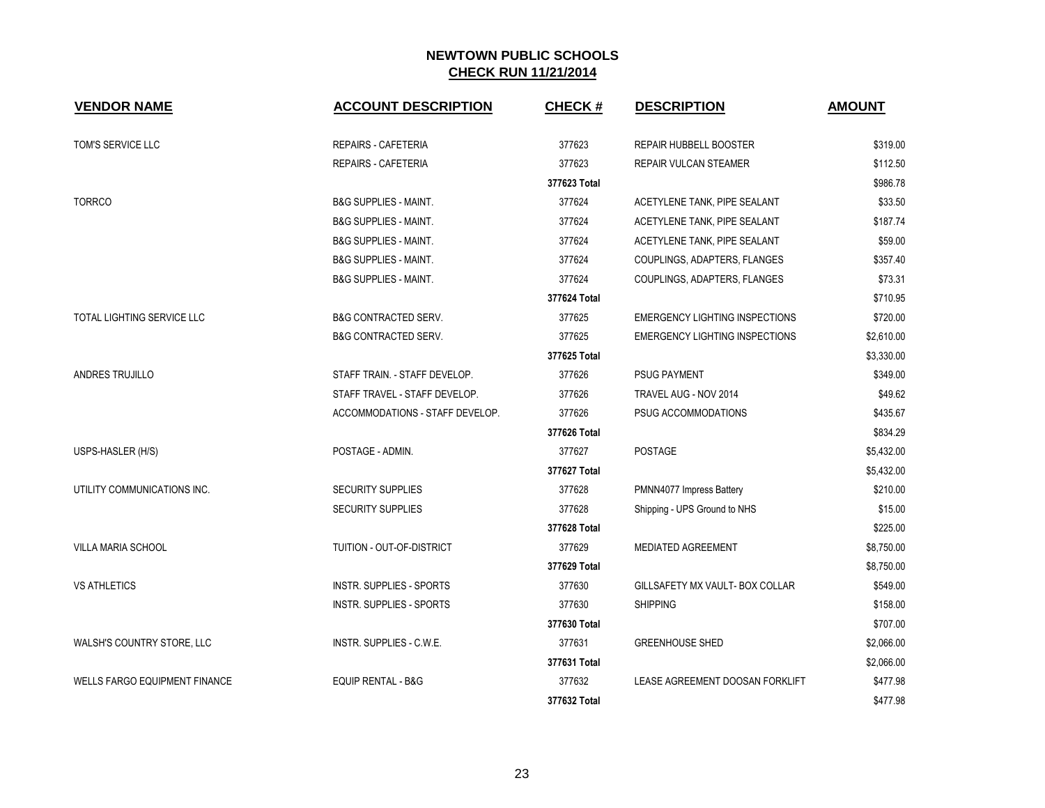## NEWTOWN PUBLIC SCHOOLS
## CHECK RUN 11/21/2014

| VENDOR NAME | ACCOUNT DESCRIPTION | CHECK # | DESCRIPTION | AMOUNT |
|---|---|---|---|---|
| TOM'S SERVICE LLC | REPAIRS - CAFETERIA | 377623 | REPAIR HUBBELL BOOSTER | $319.00 |
| | REPAIRS - CAFETERIA | 377623 | REPAIR VULCAN STEAMER | $112.50 |
| | | 377623 Total | | $986.78 |
| TORRCO | B&G SUPPLIES - MAINT. | 377624 | ACETYLENE TANK, PIPE SEALANT | $33.50 |
| | B&G SUPPLIES - MAINT. | 377624 | ACETYLENE TANK, PIPE SEALANT | $187.74 |
| | B&G SUPPLIES - MAINT. | 377624 | ACETYLENE TANK, PIPE SEALANT | $59.00 |
| | B&G SUPPLIES - MAINT. | 377624 | COUPLINGS, ADAPTERS, FLANGES | $357.40 |
| | B&G SUPPLIES - MAINT. | 377624 | COUPLINGS, ADAPTERS, FLANGES | $73.31 |
| | | 377624 Total | | $710.95 |
| TOTAL LIGHTING SERVICE LLC | B&G CONTRACTED SERV. | 377625 | EMERGENCY LIGHTING INSPECTIONS | $720.00 |
| | B&G CONTRACTED SERV. | 377625 | EMERGENCY LIGHTING INSPECTIONS | $2,610.00 |
| | | 377625 Total | | $3,330.00 |
| ANDRES TRUJILLO | STAFF TRAIN. - STAFF DEVELOP. | 377626 | PSUG PAYMENT | $349.00 |
| | STAFF TRAVEL - STAFF DEVELOP. | 377626 | TRAVEL AUG - NOV 2014 | $49.62 |
| | ACCOMMODATIONS - STAFF DEVELOP. | 377626 | PSUG ACCOMMODATIONS | $435.67 |
| | | 377626 Total | | $834.29 |
| USPS-HASLER (H/S) | POSTAGE - ADMIN. | 377627 | POSTAGE | $5,432.00 |
| | | 377627 Total | | $5,432.00 |
| UTILITY COMMUNICATIONS INC. | SECURITY SUPPLIES | 377628 | PMNN4077 Impress Battery | $210.00 |
| | SECURITY SUPPLIES | 377628 | Shipping - UPS Ground to NHS | $15.00 |
| | | 377628 Total | | $225.00 |
| VILLA MARIA SCHOOL | TUITION - OUT-OF-DISTRICT | 377629 | MEDIATED AGREEMENT | $8,750.00 |
| | | 377629 Total | | $8,750.00 |
| VS ATHLETICS | INSTR. SUPPLIES - SPORTS | 377630 | GILLSAFETY MX VAULT- BOX COLLAR | $549.00 |
| | INSTR. SUPPLIES - SPORTS | 377630 | SHIPPING | $158.00 |
| | | 377630 Total | | $707.00 |
| WALSH'S COUNTRY STORE, LLC | INSTR. SUPPLIES - C.W.E. | 377631 | GREENHOUSE SHED | $2,066.00 |
| | | 377631 Total | | $2,066.00 |
| WELLS FARGO EQUIPMENT FINANCE | EQUIP RENTAL - B&G | 377632 | LEASE AGREEMENT DOOSAN FORKLIFT | $477.98 |
| | | 377632 Total | | $477.98 |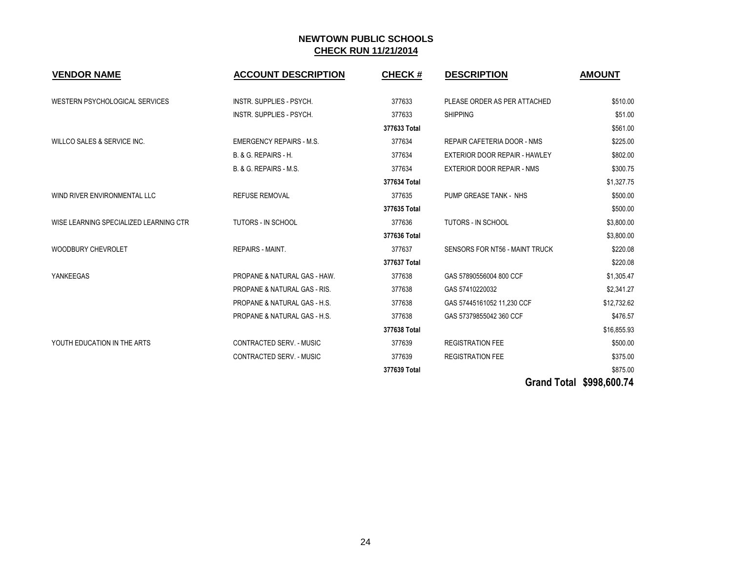# NEWTOWN PUBLIC SCHOOLS

## CHECK RUN 11/21/2014

| VENDOR NAME | ACCOUNT DESCRIPTION | CHECK # | DESCRIPTION | AMOUNT |
|---|---|---|---|---|
| WESTERN PSYCHOLOGICAL SERVICES | INSTR. SUPPLIES - PSYCH. | 377633 | PLEASE ORDER AS PER ATTACHED | $510.00 |
| | INSTR. SUPPLIES - PSYCH. | 377633 | SHIPPING | $51.00 |
| | | **377633 Total** | | $561.00 |
| WILLCO SALES & SERVICE INC. | EMERGENCY REPAIRS - M.S. | 377634 | REPAIR CAFETERIA DOOR - NMS | $225.00 |
| | B. & G. REPAIRS - H. | 377634 | EXTERIOR DOOR REPAIR - HAWLEY | $802.00 |
| | B. & G. REPAIRS - M.S. | 377634 | EXTERIOR DOOR REPAIR - NMS | $300.75 |
| | | **377634 Total** | | $1,327.75 |
| WIND RIVER ENVIRONMENTAL LLC | REFUSE REMOVAL | 377635 | PUMP GREASE TANK - NHS | $500.00 |
| | | **377635 Total** | | $500.00 |
| WISE LEARNING SPECIALIZED LEARNING CTR | TUTORS - IN SCHOOL | 377636 | TUTORS - IN SCHOOL | $3,800.00 |
| | | **377636 Total** | | $3,800.00 |
| WOODBURY CHEVROLET | REPAIRS - MAINT. | 377637 | SENSORS FOR NT56 - MAINT TRUCK | $220.08 |
| | | **377637 Total** | | $220.08 |
| YANKEEGAS | PROPANE & NATURAL GAS - HAW. | 377638 | GAS 57890556004 800 CCF | $1,305.47 |
| | PROPANE & NATURAL GAS - RIS. | 377638 | GAS 57410220032 | $2,341.27 |
| | PROPANE & NATURAL GAS - H.S. | 377638 | GAS 57445161052 11,230 CCF | $12,732.62 |
| | PROPANE & NATURAL GAS - H.S. | 377638 | GAS 57379855042 360 CCF | $476.57 |
| | | **377638 Total** | | $16,855.93 |
| YOUTH EDUCATION IN THE ARTS | CONTRACTED SERV. - MUSIC | 377639 | REGISTRATION FEE | $500.00 |
| | CONTRACTED SERV. - MUSIC | 377639 | REGISTRATION FEE | $375.00 |
| | | **377639 Total** | | $875.00 |
| | | | **Grand Total** | **$998,600.74** |